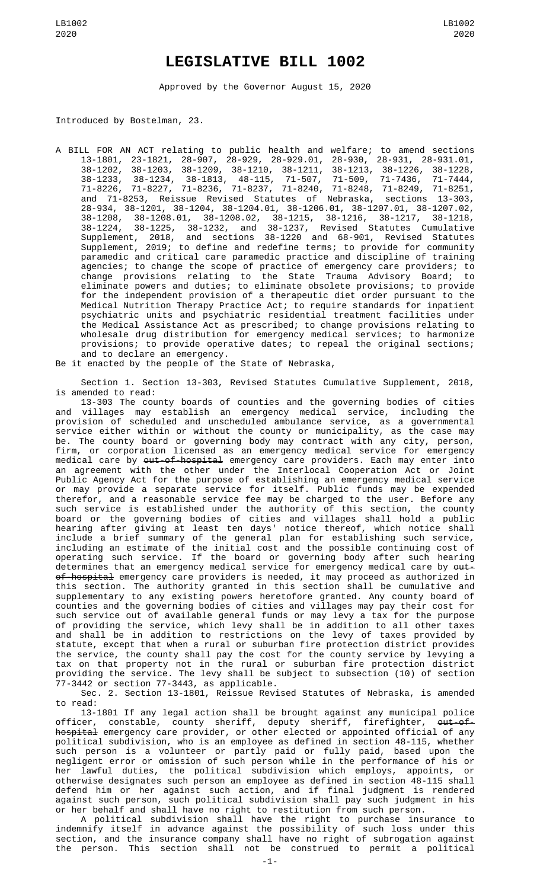# LEGISLATIVE BILL 1002

Approved by the Governor August 15, 2020

Introduced by Bostelman, 23.

A BILL FOR AN ACT relating to public health and welfare; to amend sections 13-1801, 23-1821, 28-907, 28-929, 28-929.01, 28-930, 28-931, 28-931.01, 38-1202, 38-1203, 38-1209, 38-1210, 38-1211, 38-1213, 38-1226, 38-1228, 38-1233, 38-1234, 38-1813, 48-115, 71-507, 71-509, 71-7436, 71-7444, 71-8226, 71-8227, 71-8236, 71-8237, 71-8240, 71-8248, 71-8249, 71-8251, and 71-8253, Reissue Revised Statutes of Nebraska, sections 13-303, 28-934, 38-1201, 38-1204, 38-1204.01, 38-1206.01, 38-1207.01, 38-1207.02, 38-1208, 38-1208.01, 38-1208.02, 38-1215, 38-1216, 38-1217, 38-1218, 38-1224, 38-1225, 38-1232, and 38-1237, Revised Statutes Cumulative Supplement, 2018, and sections 38-1220 and 68-901, Revised Statutes Supplement, 2019; to define and redefine terms; to provide for community paramedic and critical care paramedic practice and discipline of training agencies; to change the scope of practice of emergency care providers; to change provisions relating to the State Trauma Advisory Board; to eliminate powers and duties; to eliminate obsolete provisions; to provide for the independent provision of a therapeutic diet order pursuant to the Medical Nutrition Therapy Practice Act; to require standards for inpatient psychiatric units and psychiatric residential treatment facilities under the Medical Assistance Act as prescribed; to change provisions relating to wholesale drug distribution for emergency medical services; to harmonize provisions; to provide operative dates; to repeal the original sections; and to declare an emergency.

Be it enacted by the people of the State of Nebraska,

Section 1. Section 13-303, Revised Statutes Cumulative Supplement, 2018, is amended to read:

13-303 The county boards of counties and the governing bodies of cities and villages may establish an emergency medical service, including the provision of scheduled and unscheduled ambulance service, as a governmental service either within or without the county or municipality, as the case may be. The county board or governing body may contract with any city, person, firm, or corporation licensed as an emergency medical service for emergency medical care by ~~out-of-hospital~~ emergency care providers. Each may enter into an agreement with the other under the Interlocal Cooperation Act or Joint Public Agency Act for the purpose of establishing an emergency medical service or may provide a separate service for itself. Public funds may be expended therefor, and a reasonable service fee may be charged to the user. Before any such service is established under the authority of this section, the county board or the governing bodies of cities and villages shall hold a public hearing after giving at least ten days' notice thereof, which notice shall include a brief summary of the general plan for establishing such service, including an estimate of the initial cost and the possible continuing cost of operating such service. If the board or governing body after such hearing determines that an emergency medical service for emergency medical care by ~~out-of-hospital~~ emergency care providers is needed, it may proceed as authorized in this section. The authority granted in this section shall be cumulative and supplementary to any existing powers heretofore granted. Any county board of counties and the governing bodies of cities and villages may pay their cost for such service out of available general funds or may levy a tax for the purpose of providing the service, which levy shall be in addition to all other taxes and shall be in addition to restrictions on the levy of taxes provided by statute, except that when a rural or suburban fire protection district provides the service, the county shall pay the cost for the county service by levying a tax on that property not in the rural or suburban fire protection district providing the service. The levy shall be subject to subsection (10) of section 77-3442 or section 77-3443, as applicable.

Sec. 2. Section 13-1801, Reissue Revised Statutes of Nebraska, is amended to read:

13-1801 If any legal action shall be brought against any municipal police officer, constable, county sheriff, deputy sheriff, firefighter, ~~out-of-hospital~~ emergency care provider, or other elected or appointed official of any political subdivision, who is an employee as defined in section 48-115, whether such person is a volunteer or partly paid or fully paid, based upon the negligent error or omission of such person while in the performance of his or her lawful duties, the political subdivision which employs, appoints, or otherwise designates such person an employee as defined in section 48-115 shall defend him or her against such action, and if final judgment is rendered against such person, such political subdivision shall pay such judgment in his or her behalf and shall have no right to restitution from such person.

A political subdivision shall have the right to purchase insurance to indemnify itself in advance against the possibility of such loss under this section, and the insurance company shall have no right of subrogation against the person. This section shall not be construed to permit a political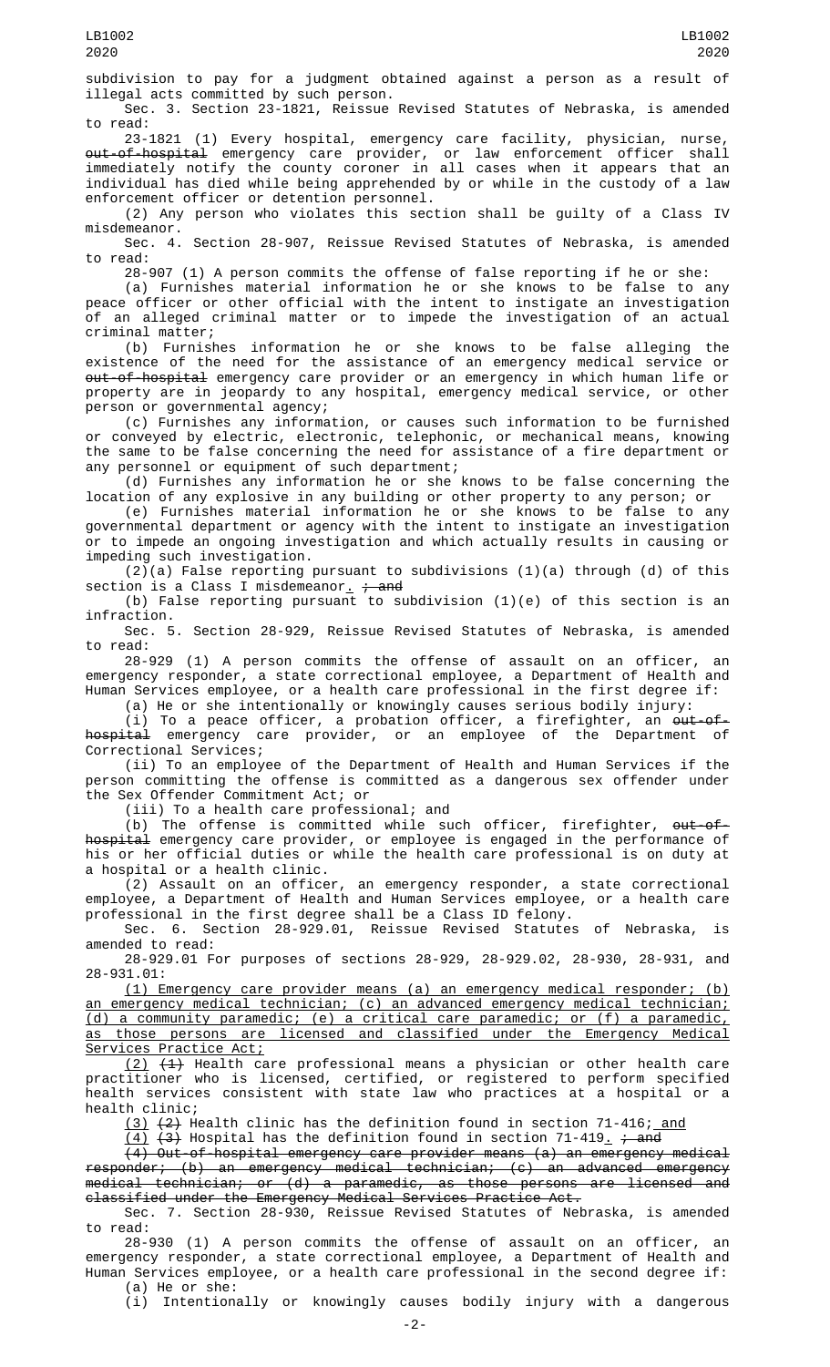subdivision to pay for a judgment obtained against a person as a result of illegal acts committed by such person.

Sec. 3. Section 23-1821, Reissue Revised Statutes of Nebraska, is amended to read:

23-1821 (1) Every hospital, emergency care facility, physician, nurse, ~~out-of-hospital~~ emergency care provider, or law enforcement officer shall immediately notify the county coroner in all cases when it appears that an individual has died while being apprehended by or while in the custody of a law enforcement officer or detention personnel.

(2) Any person who violates this section shall be guilty of a Class IV misdemeanor.

Sec. 4. Section 28-907, Reissue Revised Statutes of Nebraska, is amended to read:

28-907 (1) A person commits the offense of false reporting if he or she:

(a) Furnishes material information he or she knows to be false to any peace officer or other official with the intent to instigate an investigation of an alleged criminal matter or to impede the investigation of an actual criminal matter;

(b) Furnishes information he or she knows to be false alleging the existence of the need for the assistance of an emergency medical service or ~~out-of-hospital~~ emergency care provider or an emergency in which human life or property are in jeopardy to any hospital, emergency medical service, or other person or governmental agency;

(c) Furnishes any information, or causes such information to be furnished or conveyed by electric, electronic, telephonic, or mechanical means, knowing the same to be false concerning the need for assistance of a fire department or any personnel or equipment of such department;

(d) Furnishes any information he or she knows to be false concerning the location of any explosive in any building or other property to any person; or

(e) Furnishes material information he or she knows to be false to any governmental department or agency with the intent to instigate an investigation or to impede an ongoing investigation and which actually results in causing or impeding such investigation.

(2)(a) False reporting pursuant to subdivisions (1)(a) through (d) of this section is a Class I misdemeanor<u>.</u> ~~; and~~

(b) False reporting pursuant to subdivision (1)(e) of this section is an infraction.

Sec. 5. Section 28-929, Reissue Revised Statutes of Nebraska, is amended to read:

28-929 (1) A person commits the offense of assault on an officer, an emergency responder, a state correctional employee, a Department of Health and Human Services employee, or a health care professional in the first degree if:

(a) He or she intentionally or knowingly causes serious bodily injury:

(i) To a peace officer, a probation officer, a firefighter, an ~~out-of-hospital~~ emergency care provider, or an employee of the Department of Correctional Services;

(ii) To an employee of the Department of Health and Human Services if the person committing the offense is committed as a dangerous sex offender under the Sex Offender Commitment Act; or

(iii) To a health care professional; and

(b) The offense is committed while such officer, firefighter, ~~out-of-hospital~~ emergency care provider, or employee is engaged in the performance of his or her official duties or while the health care professional is on duty at a hospital or a health clinic.

(2) Assault on an officer, an emergency responder, a state correctional employee, a Department of Health and Human Services employee, or a health care professional in the first degree shall be a Class ID felony.

Sec. 6. Section 28-929.01, Reissue Revised Statutes of Nebraska, is amended to read:

28-929.01 For purposes of sections 28-929, 28-929.02, 28-930, 28-931, and 28-931.01:

<u>(1) Emergency care provider means (a) an emergency medical responder; (b) an emergency medical technician; (c) an advanced emergency medical technician; (d) a community paramedic; (e) a critical care paramedic; or (f) a paramedic, as those persons are licensed and classified under the Emergency Medical Services Practice Act;</u>

<u>(2)</u> ~~(1)~~ Health care professional means a physician or other health care practitioner who is licensed, certified, or registered to perform specified health services consistent with state law who practices at a hospital or a health clinic;

<u>(3)</u> ~~(2)~~ Health clinic has the definition found in section 71-416;<u> and</u>

<u>(4)</u> ~~(3)~~ Hospital has the definition found in section 71-419<u>.</u> ~~; and~~

~~(4) Out-of-hospital emergency care provider means (a) an emergency medical responder; (b) an emergency medical technician; (c) an advanced emergency medical technician; or (d) a paramedic, as those persons are licensed and classified under the Emergency Medical Services Practice Act.~~

Sec. 7. Section 28-930, Reissue Revised Statutes of Nebraska, is amended to read:

28-930 (1) A person commits the offense of assault on an officer, an emergency responder, a state correctional employee, a Department of Health and Human Services employee, or a health care professional in the second degree if:

(a) He or she:

(i) Intentionally or knowingly causes bodily injury with a dangerous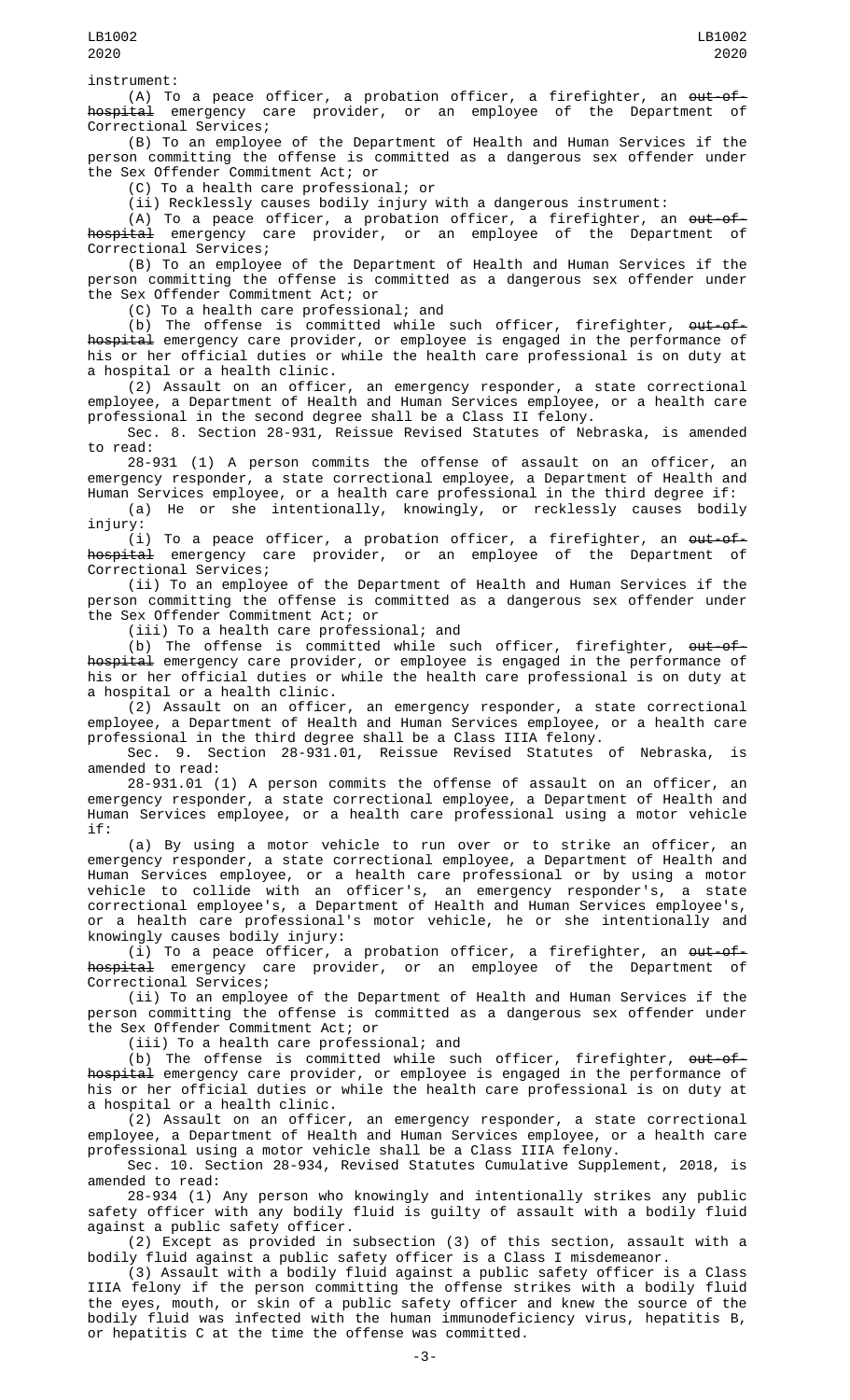instrument:

(A) To a peace officer, a probation officer, a firefighter, an ~~out-of-hospital~~ emergency care provider, or an employee of the Department of Correctional Services;

(B) To an employee of the Department of Health and Human Services if the person committing the offense is committed as a dangerous sex offender under the Sex Offender Commitment Act; or

(C) To a health care professional; or

(ii) Recklessly causes bodily injury with a dangerous instrument:

(A) To a peace officer, a probation officer, a firefighter, an ~~out-of-hospital~~ emergency care provider, or an employee of the Department of Correctional Services;

(B) To an employee of the Department of Health and Human Services if the person committing the offense is committed as a dangerous sex offender under the Sex Offender Commitment Act; or

(C) To a health care professional; and

(b) The offense is committed while such officer, firefighter, ~~out-of-hospital~~ emergency care provider, or employee is engaged in the performance of his or her official duties or while the health care professional is on duty at a hospital or a health clinic.

(2) Assault on an officer, an emergency responder, a state correctional employee, a Department of Health and Human Services employee, or a health care professional in the second degree shall be a Class II felony.

Sec. 8. Section 28-931, Reissue Revised Statutes of Nebraska, is amended to read:

28-931 (1) A person commits the offense of assault on an officer, an emergency responder, a state correctional employee, a Department of Health and Human Services employee, or a health care professional in the third degree if:

(a) He or she intentionally, knowingly, or recklessly causes bodily injury:

(i) To a peace officer, a probation officer, a firefighter, an ~~out-of-hospital~~ emergency care provider, or an employee of the Department of Correctional Services;

(ii) To an employee of the Department of Health and Human Services if the person committing the offense is committed as a dangerous sex offender under the Sex Offender Commitment Act; or

(iii) To a health care professional; and

(b) The offense is committed while such officer, firefighter, ~~out-of-hospital~~ emergency care provider, or employee is engaged in the performance of his or her official duties or while the health care professional is on duty at a hospital or a health clinic.

(2) Assault on an officer, an emergency responder, a state correctional employee, a Department of Health and Human Services employee, or a health care professional in the third degree shall be a Class IIIA felony.

Sec. 9. Section 28-931.01, Reissue Revised Statutes of Nebraska, is amended to read:

28-931.01 (1) A person commits the offense of assault on an officer, an emergency responder, a state correctional employee, a Department of Health and Human Services employee, or a health care professional using a motor vehicle if:

(a) By using a motor vehicle to run over or to strike an officer, an emergency responder, a state correctional employee, a Department of Health and Human Services employee, or a health care professional or by using a motor vehicle to collide with an officer's, an emergency responder's, a state correctional employee's, a Department of Health and Human Services employee's, or a health care professional's motor vehicle, he or she intentionally and knowingly causes bodily injury:

(i) To a peace officer, a probation officer, a firefighter, an ~~out-of-hospital~~ emergency care provider, or an employee of the Department of Correctional Services;

(ii) To an employee of the Department of Health and Human Services if the person committing the offense is committed as a dangerous sex offender under the Sex Offender Commitment Act; or

(iii) To a health care professional; and

(b) The offense is committed while such officer, firefighter, ~~out-of-hospital~~ emergency care provider, or employee is engaged in the performance of his or her official duties or while the health care professional is on duty at a hospital or a health clinic.

(2) Assault on an officer, an emergency responder, a state correctional employee, a Department of Health and Human Services employee, or a health care professional using a motor vehicle shall be a Class IIIA felony.

Sec. 10. Section 28-934, Revised Statutes Cumulative Supplement, 2018, is amended to read:

28-934 (1) Any person who knowingly and intentionally strikes any public safety officer with any bodily fluid is guilty of assault with a bodily fluid against a public safety officer.

(2) Except as provided in subsection (3) of this section, assault with a bodily fluid against a public safety officer is a Class I misdemeanor.

(3) Assault with a bodily fluid against a public safety officer is a Class IIIA felony if the person committing the offense strikes with a bodily fluid the eyes, mouth, or skin of a public safety officer and knew the source of the bodily fluid was infected with the human immunodeficiency virus, hepatitis B, or hepatitis C at the time the offense was committed.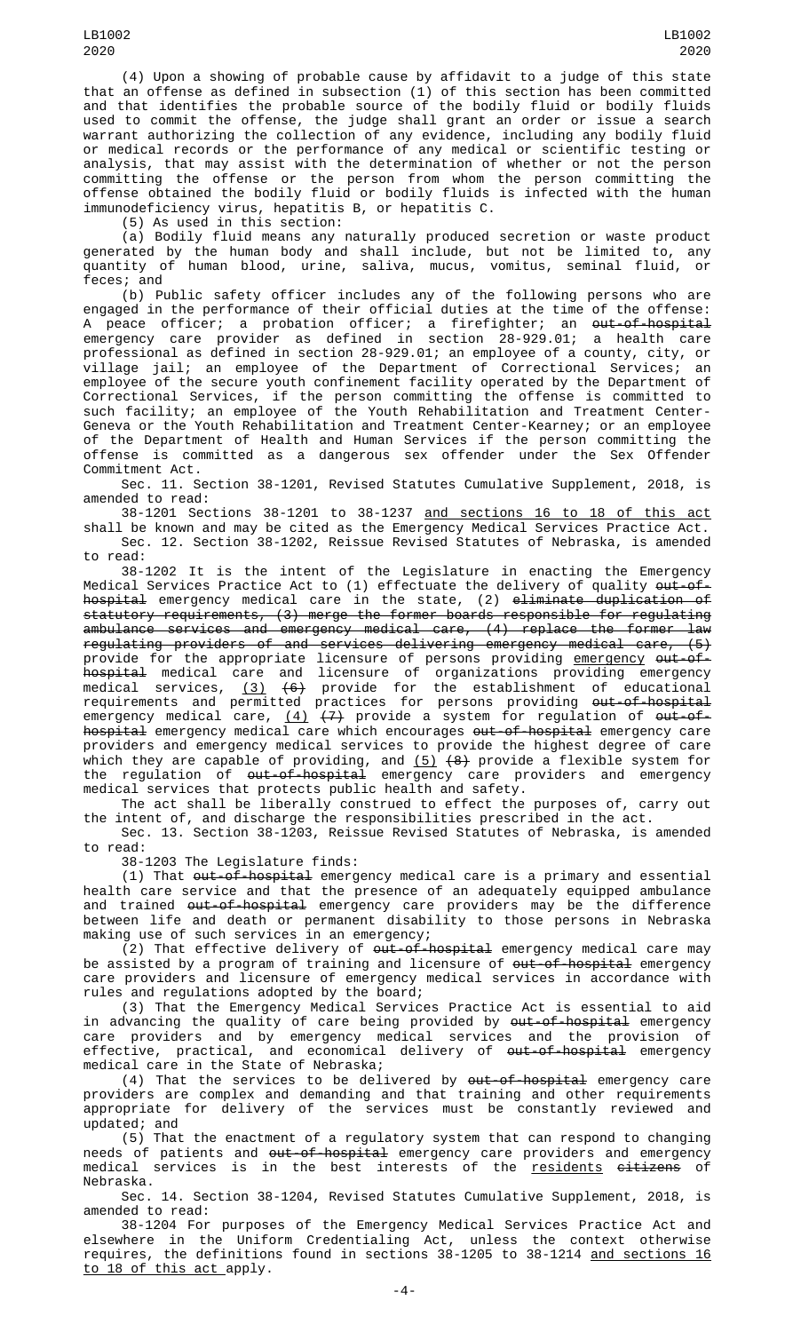(4) Upon a showing of probable cause by affidavit to a judge of this state that an offense as defined in subsection (1) of this section has been committed and that identifies the probable source of the bodily fluid or bodily fluids used to commit the offense, the judge shall grant an order or issue a search warrant authorizing the collection of any evidence, including any bodily fluid or medical records or the performance of any medical or scientific testing or analysis, that may assist with the determination of whether or not the person committing the offense or the person from whom the person committing the offense obtained the bodily fluid or bodily fluids is infected with the human immunodeficiency virus, hepatitis B, or hepatitis C.

(5) As used in this section:

(a) Bodily fluid means any naturally produced secretion or waste product generated by the human body and shall include, but not be limited to, any quantity of human blood, urine, saliva, mucus, vomitus, seminal fluid, or feces; and

(b) Public safety officer includes any of the following persons who are engaged in the performance of their official duties at the time of the offense: A peace officer; a probation officer; a firefighter; an ~~out-of-hospital~~ emergency care provider as defined in section 28-929.01; a health care professional as defined in section 28-929.01; an employee of a county, city, or village jail; an employee of the Department of Correctional Services; an employee of the secure youth confinement facility operated by the Department of Correctional Services, if the person committing the offense is committed to such facility; an employee of the Youth Rehabilitation and Treatment Center-Geneva or the Youth Rehabilitation and Treatment Center-Kearney; or an employee of the Department of Health and Human Services if the person committing the offense is committed as a dangerous sex offender under the Sex Offender Commitment Act.

Sec. 11. Section 38-1201, Revised Statutes Cumulative Supplement, 2018, is amended to read:

38-1201 Sections 38-1201 to 38-1237 <u>and sections 16 to 18 of this act</u> shall be known and may be cited as the Emergency Medical Services Practice Act.

Sec. 12. Section 38-1202, Reissue Revised Statutes of Nebraska, is amended to read:

38-1202 It is the intent of the Legislature in enacting the Emergency Medical Services Practice Act to (1) effectuate the delivery of quality ~~out-of-hospital~~ emergency medical care in the state, (2) ~~eliminate duplication of statutory requirements, (3) merge the former boards responsible for regulating ambulance services and emergency medical care, (4) replace the former law regulating providers of and services delivering emergency medical care, (5)~~ provide for the appropriate licensure of persons providing <u>emergency</u> ~~out-of-hospital~~ medical care and licensure of organizations providing emergency medical services, <u>(3)</u> ~~(6)~~ provide for the establishment of educational requirements and permitted practices for persons providing ~~out-of-hospital~~ emergency medical care, <u>(4)</u> ~~(7)~~ provide a system for regulation of ~~out-of-hospital~~ emergency medical care which encourages ~~out-of-hospital~~ emergency care providers and emergency medical services to provide the highest degree of care which they are capable of providing, and <u>(5)</u> ~~(8)~~ provide a flexible system for the regulation of ~~out-of-hospital~~ emergency care providers and emergency medical services that protects public health and safety.

The act shall be liberally construed to effect the purposes of, carry out the intent of, and discharge the responsibilities prescribed in the act.

Sec. 13. Section 38-1203, Reissue Revised Statutes of Nebraska, is amended to read:

38-1203 The Legislature finds:

(1) That ~~out-of-hospital~~ emergency medical care is a primary and essential health care service and that the presence of an adequately equipped ambulance and trained ~~out-of-hospital~~ emergency care providers may be the difference between life and death or permanent disability to those persons in Nebraska making use of such services in an emergency;

(2) That effective delivery of ~~out-of-hospital~~ emergency medical care may be assisted by a program of training and licensure of ~~out-of-hospital~~ emergency care providers and licensure of emergency medical services in accordance with rules and regulations adopted by the board;

(3) That the Emergency Medical Services Practice Act is essential to aid in advancing the quality of care being provided by ~~out-of-hospital~~ emergency care providers and by emergency medical services and the provision of effective, practical, and economical delivery of ~~out-of-hospital~~ emergency medical care in the State of Nebraska;

(4) That the services to be delivered by ~~out-of-hospital~~ emergency care providers are complex and demanding and that training and other requirements appropriate for delivery of the services must be constantly reviewed and updated; and

(5) That the enactment of a regulatory system that can respond to changing needs of patients and ~~out-of-hospital~~ emergency care providers and emergency medical services is in the best interests of the <u>residents</u> ~~citizens~~ of Nebraska.

Sec. 14. Section 38-1204, Revised Statutes Cumulative Supplement, 2018, is amended to read:

38-1204 For purposes of the Emergency Medical Services Practice Act and elsewhere in the Uniform Credentialing Act, unless the context otherwise requires, the definitions found in sections 38-1205 to 38-1214 <u>and sections 16 to 18 of this act</u> apply.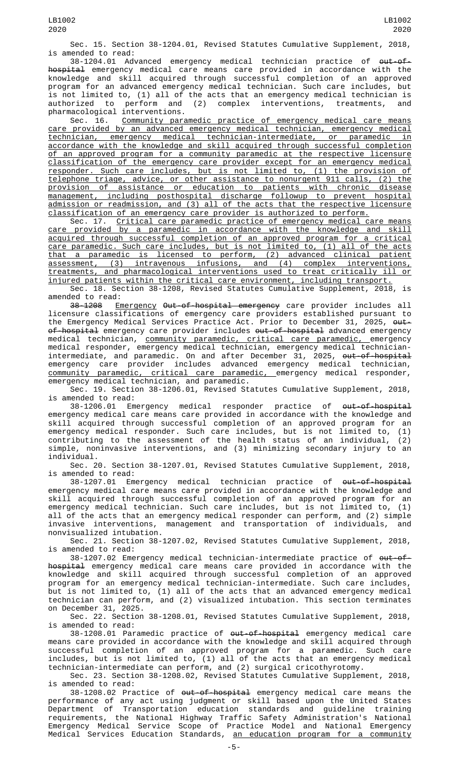Sec. 15. Section 38-1204.01, Revised Statutes Cumulative Supplement, 2018, is amended to read:

38-1204.01 Advanced emergency medical technician practice of ~~out-of-hospital~~ emergency medical care means care provided in accordance with the knowledge and skill acquired through successful completion of an approved program for an advanced emergency medical technician. Such care includes, but is not limited to, (1) all of the acts that an emergency medical technician is authorized to perform and (2) complex interventions, treatments, and pharmacological interventions.

Sec. 16. Community paramedic practice of emergency medical care means care provided by an advanced emergency medical technician, emergency medical technician, emergency medical technician-intermediate, or paramedic in accordance with the knowledge and skill acquired through successful completion of an approved program for a community paramedic at the respective licensure classification of the emergency care provider except for an emergency medical responder. Such care includes, but is not limited to, (1) the provision of telephone triage, advice, or other assistance to nonurgent 911 calls, (2) the provision of assistance or education to patients with chronic disease management, including posthospital discharge followup to prevent hospital admission or readmission, and (3) all of the acts that the respective licensure classification of an emergency care provider is authorized to perform.

Sec. 17. Critical care paramedic practice of emergency medical care means care provided by a paramedic in accordance with the knowledge and skill acquired through successful completion of an approved program for a critical care paramedic. Such care includes, but is not limited to, (1) all of the acts that a paramedic is licensed to perform, (2) advanced clinical patient assessment, (3) intravenous infusions, and (4) complex interventions, treatments, and pharmacological interventions used to treat critically ill or injured patients within the critical care environment, including transport.

Sec. 18. Section 38-1208, Revised Statutes Cumulative Supplement, 2018, is amended to read:

~~38-1208~~ Emergency ~~Out-of-hospital emergency~~ care provider includes all licensure classifications of emergency care providers established pursuant to the Emergency Medical Services Practice Act. Prior to December 31, 2025, ~~out-of-hospital~~ emergency care provider includes ~~out-of-hospital~~ advanced emergency medical technician, community paramedic, critical care paramedic, emergency medical responder, emergency medical technician, emergency medical technician-intermediate, and paramedic. On and after December 31, 2025, ~~out-of-hospital~~ emergency care provider includes advanced emergency medical technician, community paramedic, critical care paramedic, emergency medical responder, emergency medical technician, and paramedic.

Sec. 19. Section 38-1206.01, Revised Statutes Cumulative Supplement, 2018, is amended to read:

38-1206.01 Emergency medical responder practice of ~~out-of-hospital~~ emergency medical care means care provided in accordance with the knowledge and skill acquired through successful completion of an approved program for an emergency medical responder. Such care includes, but is not limited to, (1) contributing to the assessment of the health status of an individual, (2) simple, noninvasive interventions, and (3) minimizing secondary injury to an individual.

Sec. 20. Section 38-1207.01, Revised Statutes Cumulative Supplement, 2018, is amended to read:

38-1207.01 Emergency medical technician practice of ~~out-of-hospital~~ emergency medical care means care provided in accordance with the knowledge and skill acquired through successful completion of an approved program for an emergency medical technician. Such care includes, but is not limited to, (1) all of the acts that an emergency medical responder can perform, and (2) simple invasive interventions, management and transportation of individuals, and nonvisualized intubation.

Sec. 21. Section 38-1207.02, Revised Statutes Cumulative Supplement, 2018, is amended to read:

38-1207.02 Emergency medical technician-intermediate practice of ~~out-of-hospital~~ emergency medical care means care provided in accordance with the knowledge and skill acquired through successful completion of an approved program for an emergency medical technician-intermediate. Such care includes, but is not limited to, (1) all of the acts that an advanced emergency medical technician can perform, and (2) visualized intubation. This section terminates on December 31, 2025.

Sec. 22. Section 38-1208.01, Revised Statutes Cumulative Supplement, 2018, is amended to read:

38-1208.01 Paramedic practice of ~~out-of-hospital~~ emergency medical care means care provided in accordance with the knowledge and skill acquired through successful completion of an approved program for a paramedic. Such care includes, but is not limited to, (1) all of the acts that an emergency medical technician-intermediate can perform, and (2) surgical cricothyrotomy.

Sec. 23. Section 38-1208.02, Revised Statutes Cumulative Supplement, 2018, is amended to read:

38-1208.02 Practice of ~~out-of-hospital~~ emergency medical care means the performance of any act using judgment or skill based upon the United States Department of Transportation education standards and guideline training requirements, the National Highway Traffic Safety Administration's National Emergency Medical Service Scope of Practice Model and National Emergency Medical Services Education Standards, an education program for a community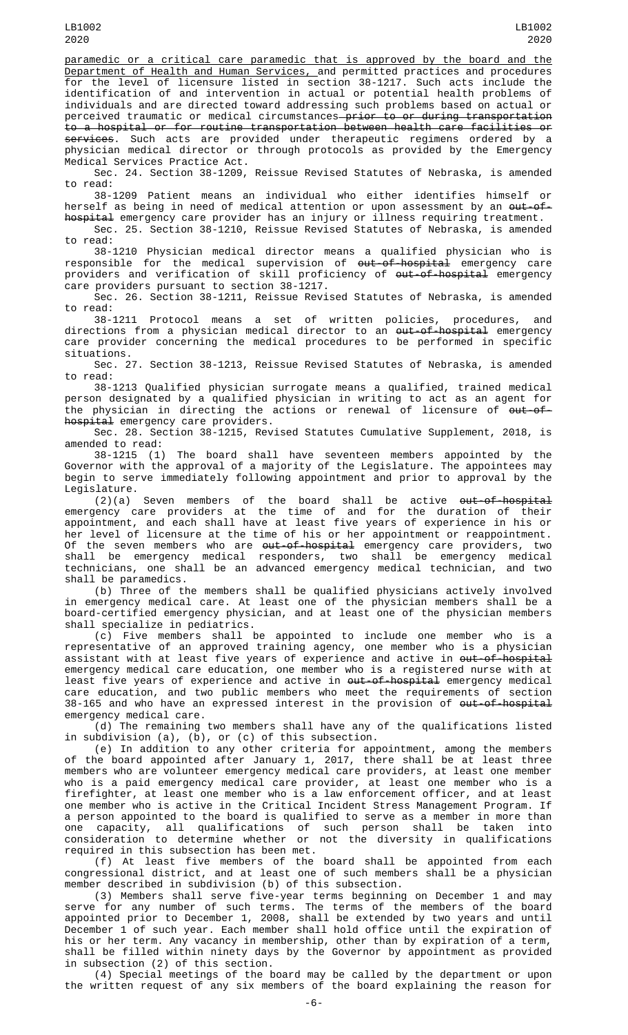paramedic or a critical care paramedic that is approved by the board and the Department of Health and Human Services, and permitted practices and procedures for the level of licensure listed in section 38-1217. Such acts include the identification of and intervention in actual or potential health problems of individuals and are directed toward addressing such problems based on actual or perceived traumatic or medical circumstances prior to or during transportation to a hospital or for routine transportation between health care facilities or services. Such acts are provided under therapeutic regimens ordered by a physician medical director or through protocols as provided by the Emergency Medical Services Practice Act.

Sec. 24. Section 38-1209, Reissue Revised Statutes of Nebraska, is amended to read:

38-1209 Patient means an individual who either identifies himself or herself as being in need of medical attention or upon assessment by an out-of-hospital emergency care provider has an injury or illness requiring treatment.

Sec. 25. Section 38-1210, Reissue Revised Statutes of Nebraska, is amended to read:

38-1210 Physician medical director means a qualified physician who is responsible for the medical supervision of out-of-hospital emergency care providers and verification of skill proficiency of out-of-hospital emergency care providers pursuant to section 38-1217.

Sec. 26. Section 38-1211, Reissue Revised Statutes of Nebraska, is amended to read:

38-1211 Protocol means a set of written policies, procedures, and directions from a physician medical director to an out-of-hospital emergency care provider concerning the medical procedures to be performed in specific situations.

Sec. 27. Section 38-1213, Reissue Revised Statutes of Nebraska, is amended to read:

38-1213 Qualified physician surrogate means a qualified, trained medical person designated by a qualified physician in writing to act as an agent for the physician in directing the actions or renewal of licensure of out-of-hospital emergency care providers.

Sec. 28. Section 38-1215, Revised Statutes Cumulative Supplement, 2018, is amended to read:

38-1215 (1) The board shall have seventeen members appointed by the Governor with the approval of a majority of the Legislature. The appointees may begin to serve immediately following appointment and prior to approval by the Legislature.

(2)(a) Seven members of the board shall be active out-of-hospital emergency care providers at the time of and for the duration of their appointment, and each shall have at least five years of experience in his or her level of licensure at the time of his or her appointment or reappointment. Of the seven members who are out-of-hospital emergency care providers, two shall be emergency medical responders, two shall be emergency medical technicians, one shall be an advanced emergency medical technician, and two shall be paramedics.

(b) Three of the members shall be qualified physicians actively involved in emergency medical care. At least one of the physician members shall be a board-certified emergency physician, and at least one of the physician members shall specialize in pediatrics.

(c) Five members shall be appointed to include one member who is a representative of an approved training agency, one member who is a physician assistant with at least five years of experience and active in out-of-hospital emergency medical care education, one member who is a registered nurse with at least five years of experience and active in out-of-hospital emergency medical care education, and two public members who meet the requirements of section 38-165 and who have an expressed interest in the provision of out-of-hospital emergency medical care.

(d) The remaining two members shall have any of the qualifications listed in subdivision (a), (b), or (c) of this subsection.

(e) In addition to any other criteria for appointment, among the members of the board appointed after January 1, 2017, there shall be at least three members who are volunteer emergency medical care providers, at least one member who is a paid emergency medical care provider, at least one member who is a firefighter, at least one member who is a law enforcement officer, and at least one member who is active in the Critical Incident Stress Management Program. If a person appointed to the board is qualified to serve as a member in more than one capacity, all qualifications of such person shall be taken into consideration to determine whether or not the diversity in qualifications required in this subsection has been met.

(f) At least five members of the board shall be appointed from each congressional district, and at least one of such members shall be a physician member described in subdivision (b) of this subsection.

(3) Members shall serve five-year terms beginning on December 1 and may serve for any number of such terms. The terms of the members of the board appointed prior to December 1, 2008, shall be extended by two years and until December 1 of such year. Each member shall hold office until the expiration of his or her term. Any vacancy in membership, other than by expiration of a term, shall be filled within ninety days by the Governor by appointment as provided in subsection (2) of this section.

(4) Special meetings of the board may be called by the department or upon the written request of any six members of the board explaining the reason for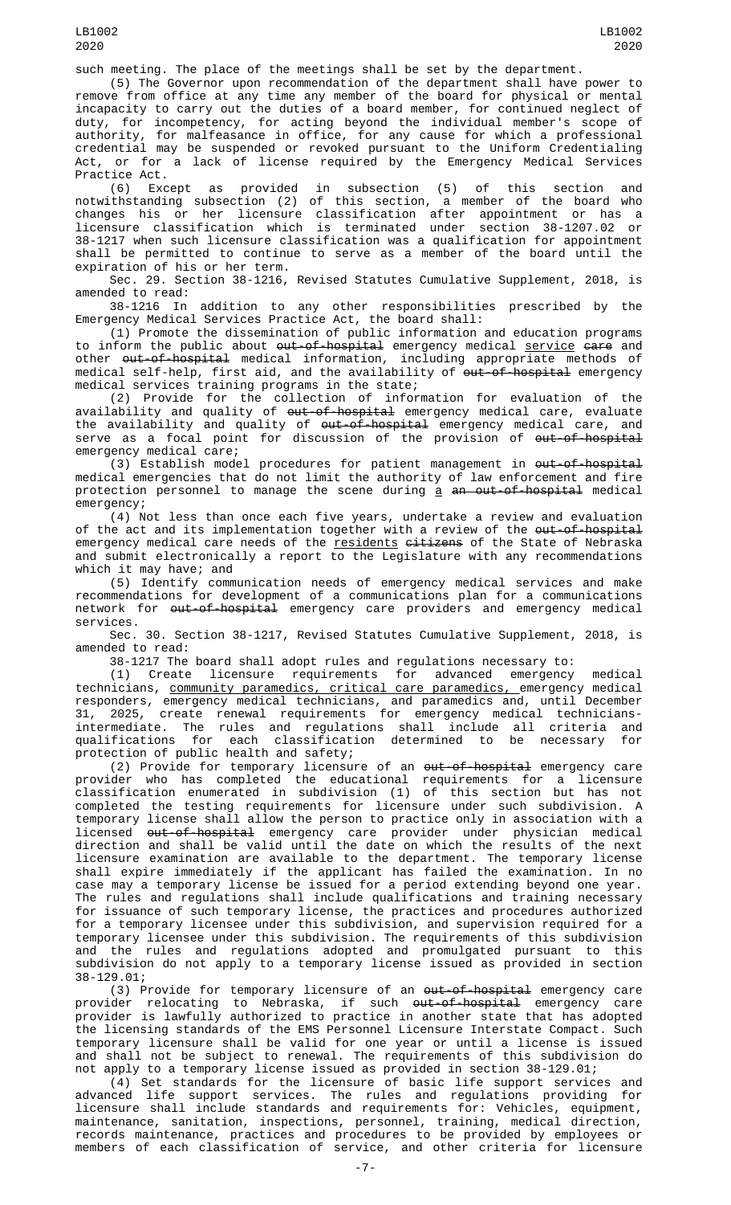such meeting. The place of the meetings shall be set by the department.

(5) The Governor upon recommendation of the department shall have power to remove from office at any time any member of the board for physical or mental incapacity to carry out the duties of a board member, for continued neglect of duty, for incompetency, for acting beyond the individual member's scope of authority, for malfeasance in office, for any cause for which a professional credential may be suspended or revoked pursuant to the Uniform Credentialing Act, or for a lack of license required by the Emergency Medical Services Practice Act.

(6) Except as provided in subsection (5) of this section and notwithstanding subsection (2) of this section, a member of the board who changes his or her licensure classification after appointment or has a licensure classification which is terminated under section 38-1207.02 or 38-1217 when such licensure classification was a qualification for appointment shall be permitted to continue to serve as a member of the board until the expiration of his or her term.

Sec. 29. Section 38-1216, Revised Statutes Cumulative Supplement, 2018, is amended to read:

38-1216 In addition to any other responsibilities prescribed by the Emergency Medical Services Practice Act, the board shall:

(1) Promote the dissemination of public information and education programs to inform the public about ~~out-of-hospital~~ emergency medical <u>service</u> ~~care~~ and other ~~out-of-hospital~~ medical information, including appropriate methods of medical self-help, first aid, and the availability of ~~out-of-hospital~~ emergency medical services training programs in the state;

(2) Provide for the collection of information for evaluation of the availability and quality of ~~out-of-hospital~~ emergency medical care, evaluate the availability and quality of ~~out-of-hospital~~ emergency medical care, and serve as a focal point for discussion of the provision of ~~out-of-hospital~~ emergency medical care;

(3) Establish model procedures for patient management in ~~out-of-hospital~~ medical emergencies that do not limit the authority of law enforcement and fire protection personnel to manage the scene during <u>a</u> ~~an out-of-hospital~~ medical emergency;

(4) Not less than once each five years, undertake a review and evaluation of the act and its implementation together with a review of the ~~out-of-hospital~~ emergency medical care needs of the <u>residents</u> ~~citizens~~ of the State of Nebraska and submit electronically a report to the Legislature with any recommendations which it may have; and

(5) Identify communication needs of emergency medical services and make recommendations for development of a communications plan for a communications network for ~~out-of-hospital~~ emergency care providers and emergency medical services.

Sec. 30. Section 38-1217, Revised Statutes Cumulative Supplement, 2018, is amended to read:

38-1217 The board shall adopt rules and regulations necessary to:

(1) Create licensure requirements for advanced emergency medical technicians, <u>community paramedics, critical care paramedics,</u> emergency medical responders, emergency medical technicians, and paramedics and, until December 31, 2025, create renewal requirements for emergency medical technicians-intermediate. The rules and regulations shall include all criteria and qualifications for each classification determined to be necessary for protection of public health and safety;

(2) Provide for temporary licensure of an ~~out-of-hospital~~ emergency care provider who has completed the educational requirements for a licensure classification enumerated in subdivision (1) of this section but has not completed the testing requirements for licensure under such subdivision. A temporary license shall allow the person to practice only in association with a licensed ~~out-of-hospital~~ emergency care provider under physician medical direction and shall be valid until the date on which the results of the next licensure examination are available to the department. The temporary license shall expire immediately if the applicant has failed the examination. In no case may a temporary license be issued for a period extending beyond one year. The rules and regulations shall include qualifications and training necessary for issuance of such temporary license, the practices and procedures authorized for a temporary licensee under this subdivision, and supervision required for a temporary licensee under this subdivision. The requirements of this subdivision and the rules and regulations adopted and promulgated pursuant to this subdivision do not apply to a temporary license issued as provided in section 38-129.01;

(3) Provide for temporary licensure of an ~~out-of-hospital~~ emergency care provider relocating to Nebraska, if such ~~out-of-hospital~~ emergency care provider is lawfully authorized to practice in another state that has adopted the licensing standards of the EMS Personnel Licensure Interstate Compact. Such temporary licensure shall be valid for one year or until a license is issued and shall not be subject to renewal. The requirements of this subdivision do not apply to a temporary license issued as provided in section 38-129.01;

(4) Set standards for the licensure of basic life support services and advanced life support services. The rules and regulations providing for licensure shall include standards and requirements for: Vehicles, equipment, maintenance, sanitation, inspections, personnel, training, medical direction, records maintenance, practices and procedures to be provided by employees or members of each classification of service, and other criteria for licensure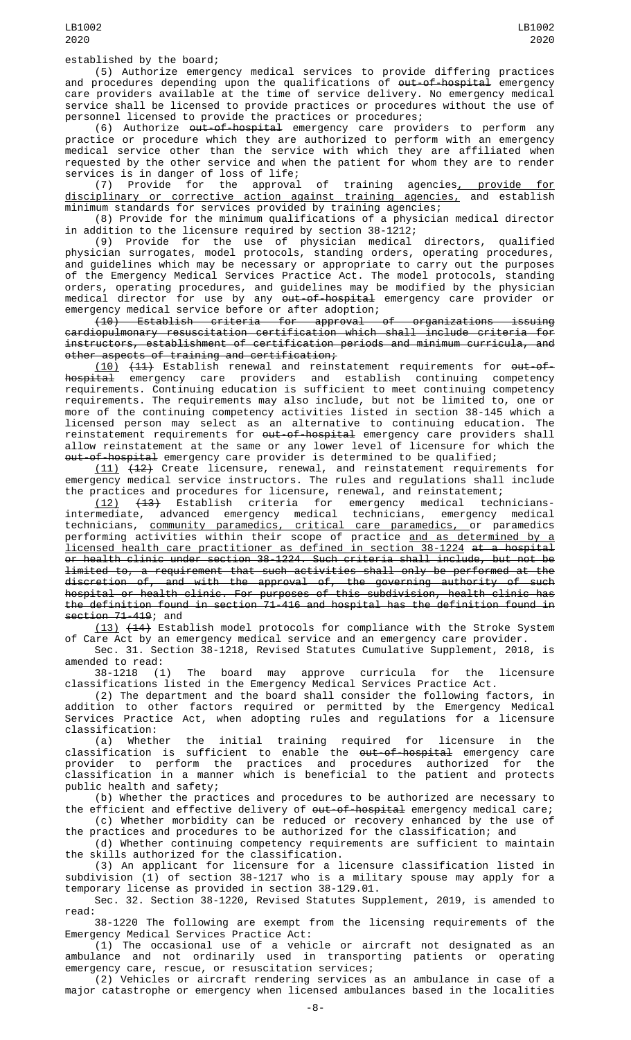established by the board;

(5) Authorize emergency medical services to provide differing practices and procedures depending upon the qualifications of ~~out-of-hospital~~ emergency care providers available at the time of service delivery. No emergency medical service shall be licensed to provide practices or procedures without the use of personnel licensed to provide the practices or procedures;

(6) Authorize ~~out-of-hospital~~ emergency care providers to perform any practice or procedure which they are authorized to perform with an emergency medical service other than the service with which they are affiliated when requested by the other service and when the patient for whom they are to render services is in danger of loss of life;

(7) Provide for the approval of training agencies, provide for disciplinary or corrective action against training agencies, and establish minimum standards for services provided by training agencies;

(8) Provide for the minimum qualifications of a physician medical director in addition to the licensure required by section 38-1212;

(9) Provide for the use of physician medical directors, qualified physician surrogates, model protocols, standing orders, operating procedures, and guidelines which may be necessary or appropriate to carry out the purposes of the Emergency Medical Services Practice Act. The model protocols, standing orders, operating procedures, and guidelines may be modified by the physician medical director for use by any ~~out-of-hospital~~ emergency care provider or emergency medical service before or after adoption;

~~(10) Establish criteria for approval of organizations issuing cardiopulmonary resuscitation certification which shall include criteria for instructors, establishment of certification periods and minimum curricula, and other aspects of training and certification;~~

(10) ~~(11)~~ Establish renewal and reinstatement requirements for ~~out-of-hospital~~ emergency care providers and establish continuing competency requirements. Continuing education is sufficient to meet continuing competency requirements. The requirements may also include, but not be limited to, one or more of the continuing competency activities listed in section 38-145 which a licensed person may select as an alternative to continuing education. The reinstatement requirements for ~~out-of-hospital~~ emergency care providers shall allow reinstatement at the same or any lower level of licensure for which the ~~out-of-hospital~~ emergency care provider is determined to be qualified;

(11) ~~(12)~~ Create licensure, renewal, and reinstatement requirements for emergency medical service instructors. The rules and regulations shall include the practices and procedures for licensure, renewal, and reinstatement;

(12) ~~(13)~~ Establish criteria for emergency medical technicians-intermediate, advanced emergency medical technicians, emergency medical technicians, community paramedics, critical care paramedics, or paramedics performing activities within their scope of practice and as determined by a licensed health care practitioner as defined in section 38-1224 ~~at a hospital or health clinic under section 38-1224. Such criteria shall include, but not be limited to, a requirement that such activities shall only be performed at the discretion of, and with the approval of, the governing authority of such hospital or health clinic. For purposes of this subdivision, health clinic has the definition found in section 71-416 and hospital has the definition found in section 71-419~~; and

(13) ~~(14)~~ Establish model protocols for compliance with the Stroke System of Care Act by an emergency medical service and an emergency care provider.

Sec. 31. Section 38-1218, Revised Statutes Cumulative Supplement, 2018, is amended to read:

38-1218 (1) The board may approve curricula for the licensure classifications listed in the Emergency Medical Services Practice Act.

(2) The department and the board shall consider the following factors, in addition to other factors required or permitted by the Emergency Medical Services Practice Act, when adopting rules and regulations for a licensure classification:

(a) Whether the initial training required for licensure in the classification is sufficient to enable the ~~out-of-hospital~~ emergency care provider to perform the practices and procedures authorized for the classification in a manner which is beneficial to the patient and protects public health and safety;

(b) Whether the practices and procedures to be authorized are necessary to the efficient and effective delivery of ~~out-of-hospital~~ emergency medical care;

(c) Whether morbidity can be reduced or recovery enhanced by the use of the practices and procedures to be authorized for the classification; and

(d) Whether continuing competency requirements are sufficient to maintain the skills authorized for the classification.

(3) An applicant for licensure for a licensure classification listed in subdivision (1) of section 38-1217 who is a military spouse may apply for a temporary license as provided in section 38-129.01.

Sec. 32. Section 38-1220, Revised Statutes Supplement, 2019, is amended to read:

38-1220 The following are exempt from the licensing requirements of the Emergency Medical Services Practice Act:

(1) The occasional use of a vehicle or aircraft not designated as an ambulance and not ordinarily used in transporting patients or operating emergency care, rescue, or resuscitation services;

(2) Vehicles or aircraft rendering services as an ambulance in case of a major catastrophe or emergency when licensed ambulances based in the localities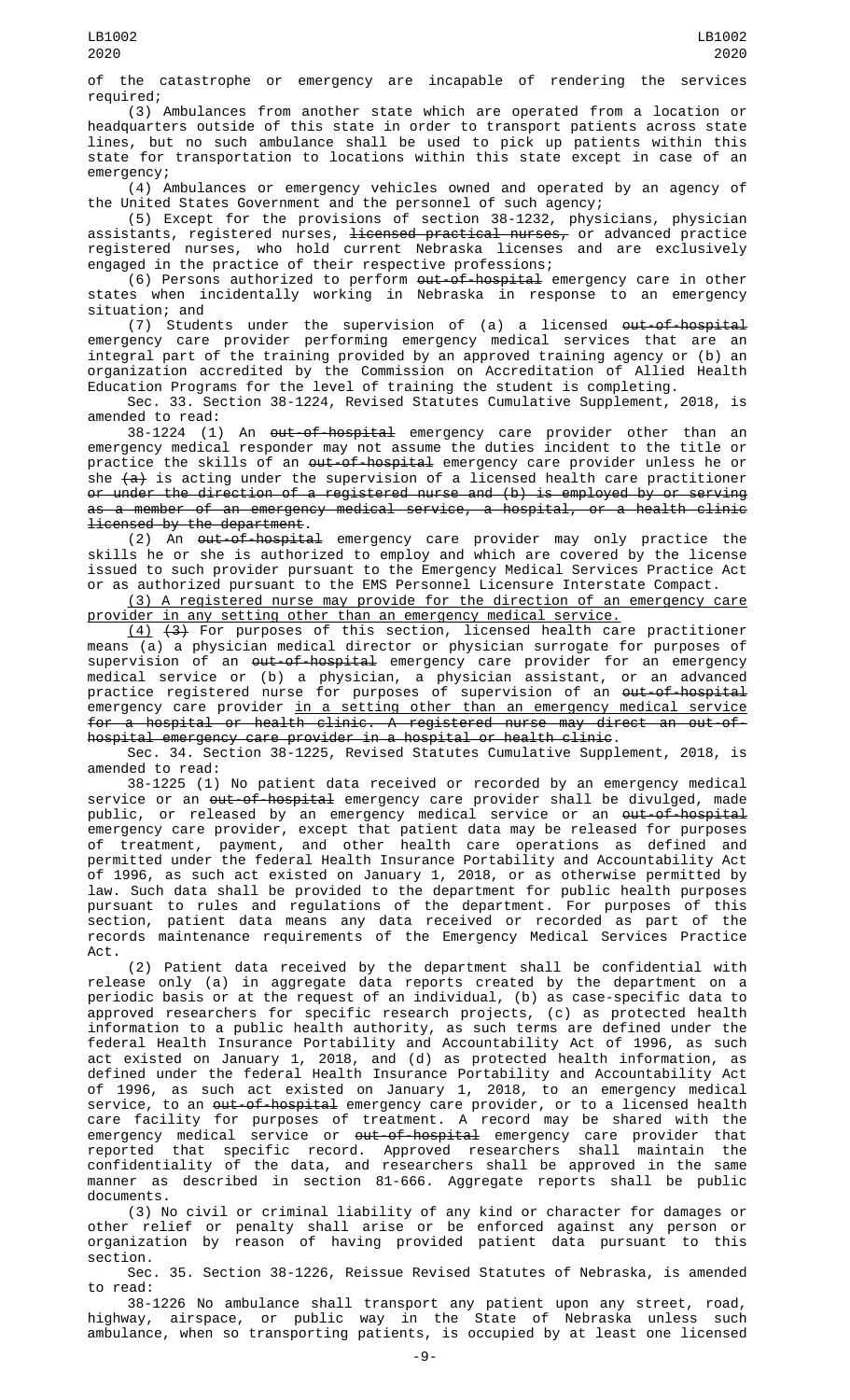of the catastrophe or emergency are incapable of rendering the services required;

(3) Ambulances from another state which are operated from a location or headquarters outside of this state in order to transport patients across state lines, but no such ambulance shall be used to pick up patients within this state for transportation to locations within this state except in case of an emergency;

(4) Ambulances or emergency vehicles owned and operated by an agency of the United States Government and the personnel of such agency;

(5) Except for the provisions of section 38-1232, physicians, physician assistants, registered nurses, ~~licensed practical nurses,~~ or advanced practice registered nurses, who hold current Nebraska licenses and are exclusively engaged in the practice of their respective professions;

(6) Persons authorized to perform ~~out-of-hospital~~ emergency care in other states when incidentally working in Nebraska in response to an emergency situation; and

(7) Students under the supervision of (a) a licensed ~~out-of-hospital~~ emergency care provider performing emergency medical services that are an integral part of the training provided by an approved training agency or (b) an organization accredited by the Commission on Accreditation of Allied Health Education Programs for the level of training the student is completing.

Sec. 33. Section 38-1224, Revised Statutes Cumulative Supplement, 2018, is amended to read:

38-1224 (1) An ~~out-of-hospital~~ emergency care provider other than an emergency medical responder may not assume the duties incident to the title or practice the skills of an ~~out-of-hospital~~ emergency care provider unless he or she ~~(a)~~ is acting under the supervision of a licensed health care practitioner ~~or under the direction of a registered nurse and (b) is employed by or serving as a member of an emergency medical service, a hospital, or a health clinic licensed by the department~~.

(2) An ~~out-of-hospital~~ emergency care provider may only practice the skills he or she is authorized to employ and which are covered by the license issued to such provider pursuant to the Emergency Medical Services Practice Act or as authorized pursuant to the EMS Personnel Licensure Interstate Compact.

<u>(3) A registered nurse may provide for the direction of an emergency care provider in any setting other than an emergency medical service.</u>

<u>(4)</u> ~~(3)~~ For purposes of this section, licensed health care practitioner means (a) a physician medical director or physician surrogate for purposes of supervision of an ~~out-of-hospital~~ emergency care provider for an emergency medical service or (b) a physician, a physician assistant, or an advanced practice registered nurse for purposes of supervision of an ~~out-of-hospital~~ emergency care provider <u>in a setting other than an emergency medical service</u> ~~for a hospital or health clinic. A registered nurse may direct an out-of-hospital emergency care provider in a hospital or health clinic~~.

Sec. 34. Section 38-1225, Revised Statutes Cumulative Supplement, 2018, is amended to read:

38-1225 (1) No patient data received or recorded by an emergency medical service or an ~~out-of-hospital~~ emergency care provider shall be divulged, made public, or released by an emergency medical service or an ~~out-of-hospital~~ emergency care provider, except that patient data may be released for purposes of treatment, payment, and other health care operations as defined and permitted under the federal Health Insurance Portability and Accountability Act of 1996, as such act existed on January 1, 2018, or as otherwise permitted by law. Such data shall be provided to the department for public health purposes pursuant to rules and regulations of the department. For purposes of this section, patient data means any data received or recorded as part of the records maintenance requirements of the Emergency Medical Services Practice Act.

(2) Patient data received by the department shall be confidential with release only (a) in aggregate data reports created by the department on a periodic basis or at the request of an individual, (b) as case-specific data to approved researchers for specific research projects, (c) as protected health information to a public health authority, as such terms are defined under the federal Health Insurance Portability and Accountability Act of 1996, as such act existed on January 1, 2018, and (d) as protected health information, as defined under the federal Health Insurance Portability and Accountability Act of 1996, as such act existed on January 1, 2018, to an emergency medical service, to an ~~out-of-hospital~~ emergency care provider, or to a licensed health care facility for purposes of treatment. A record may be shared with the emergency medical service or ~~out-of-hospital~~ emergency care provider that reported that specific record. Approved researchers shall maintain the confidentiality of the data, and researchers shall be approved in the same manner as described in section 81-666. Aggregate reports shall be public documents.

(3) No civil or criminal liability of any kind or character for damages or other relief or penalty shall arise or be enforced against any person or organization by reason of having provided patient data pursuant to this section.

Sec. 35. Section 38-1226, Reissue Revised Statutes of Nebraska, is amended to read:

38-1226 No ambulance shall transport any patient upon any street, road, highway, airspace, or public way in the State of Nebraska unless such ambulance, when so transporting patients, is occupied by at least one licensed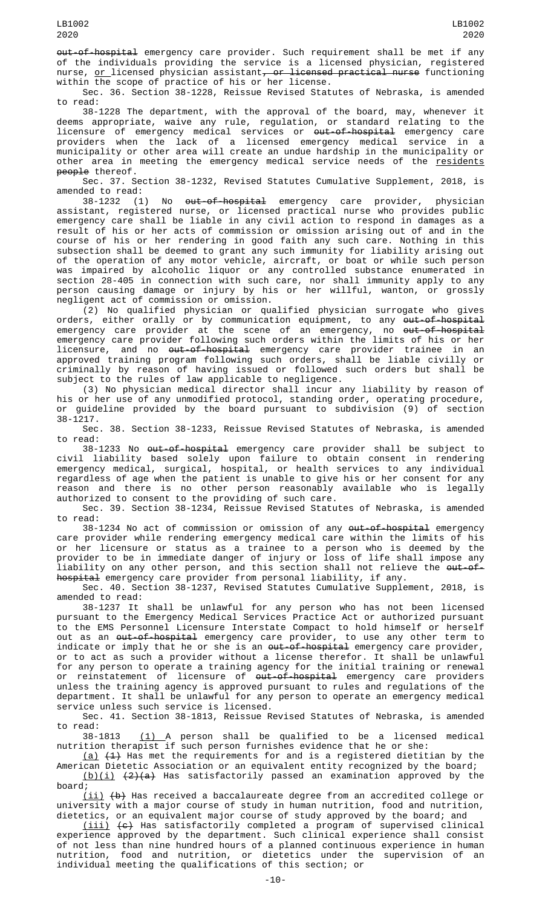~~out-of-hospital~~ emergency care provider. Such requirement shall be met if any of the individuals providing the service is a licensed physician, registered nurse, <u>or</u> licensed physician assistant~~, or licensed practical nurse~~ functioning within the scope of practice of his or her license.

Sec. 36. Section 38-1228, Reissue Revised Statutes of Nebraska, is amended to read:

38-1228 The department, with the approval of the board, may, whenever it deems appropriate, waive any rule, regulation, or standard relating to the licensure of emergency medical services or ~~out-of-hospital~~ emergency care providers when the lack of a licensed emergency medical service in a municipality or other area will create an undue hardship in the municipality or other area in meeting the emergency medical service needs of the <u>residents</u> ~~people~~ thereof.

Sec. 37. Section 38-1232, Revised Statutes Cumulative Supplement, 2018, is amended to read:

38-1232 (1) No ~~out-of-hospital~~ emergency care provider, physician assistant, registered nurse, or licensed practical nurse who provides public emergency care shall be liable in any civil action to respond in damages as a result of his or her acts of commission or omission arising out of and in the course of his or her rendering in good faith any such care. Nothing in this subsection shall be deemed to grant any such immunity for liability arising out of the operation of any motor vehicle, aircraft, or boat or while such person was impaired by alcoholic liquor or any controlled substance enumerated in section 28-405 in connection with such care, nor shall immunity apply to any person causing damage or injury by his or her willful, wanton, or grossly negligent act of commission or omission.

(2) No qualified physician or qualified physician surrogate who gives orders, either orally or by communication equipment, to any ~~out-of-hospital~~ emergency care provider at the scene of an emergency, no ~~out-of-hospital~~ emergency care provider following such orders within the limits of his or her licensure, and no ~~out-of-hospital~~ emergency care provider trainee in an approved training program following such orders, shall be liable civilly or criminally by reason of having issued or followed such orders but shall be subject to the rules of law applicable to negligence.

(3) No physician medical director shall incur any liability by reason of his or her use of any unmodified protocol, standing order, operating procedure, or guideline provided by the board pursuant to subdivision (9) of section 38-1217.

Sec. 38. Section 38-1233, Reissue Revised Statutes of Nebraska, is amended to read:

38-1233 No ~~out-of-hospital~~ emergency care provider shall be subject to civil liability based solely upon failure to obtain consent in rendering emergency medical, surgical, hospital, or health services to any individual regardless of age when the patient is unable to give his or her consent for any reason and there is no other person reasonably available who is legally authorized to consent to the providing of such care.

Sec. 39. Section 38-1234, Reissue Revised Statutes of Nebraska, is amended to read:

38-1234 No act of commission or omission of any ~~out-of-hospital~~ emergency care provider while rendering emergency medical care within the limits of his or her licensure or status as a trainee to a person who is deemed by the provider to be in immediate danger of injury or loss of life shall impose any liability on any other person, and this section shall not relieve the ~~out-of-hospital~~ emergency care provider from personal liability, if any.

Sec. 40. Section 38-1237, Revised Statutes Cumulative Supplement, 2018, is amended to read:

38-1237 It shall be unlawful for any person who has not been licensed pursuant to the Emergency Medical Services Practice Act or authorized pursuant to the EMS Personnel Licensure Interstate Compact to hold himself or herself out as an ~~out-of-hospital~~ emergency care provider, to use any other term to indicate or imply that he or she is an ~~out-of-hospital~~ emergency care provider, or to act as such a provider without a license therefor. It shall be unlawful for any person to operate a training agency for the initial training or renewal or reinstatement of licensure of ~~out-of-hospital~~ emergency care providers unless the training agency is approved pursuant to rules and regulations of the department. It shall be unlawful for any person to operate an emergency medical service unless such service is licensed.

Sec. 41. Section 38-1813, Reissue Revised Statutes of Nebraska, is amended to read:

38-1813 <u>(1)</u> A person shall be qualified to be a licensed medical nutrition therapist if such person furnishes evidence that he or she:

<u>(a)</u> ~~(1)~~ Has met the requirements for and is a registered dietitian by the American Dietetic Association or an equivalent entity recognized by the board;

<u>(b)(i)</u> ~~(2)(a)~~ Has satisfactorily passed an examination approved by the board;

<u>(ii)</u> ~~(b)~~ Has received a baccalaureate degree from an accredited college or university with a major course of study in human nutrition, food and nutrition, dietetics, or an equivalent major course of study approved by the board; and

<u>(iii)</u> ~~(c)~~ Has satisfactorily completed a program of supervised clinical experience approved by the department. Such clinical experience shall consist of not less than nine hundred hours of a planned continuous experience in human nutrition, food and nutrition, or dietetics under the supervision of an individual meeting the qualifications of this section; or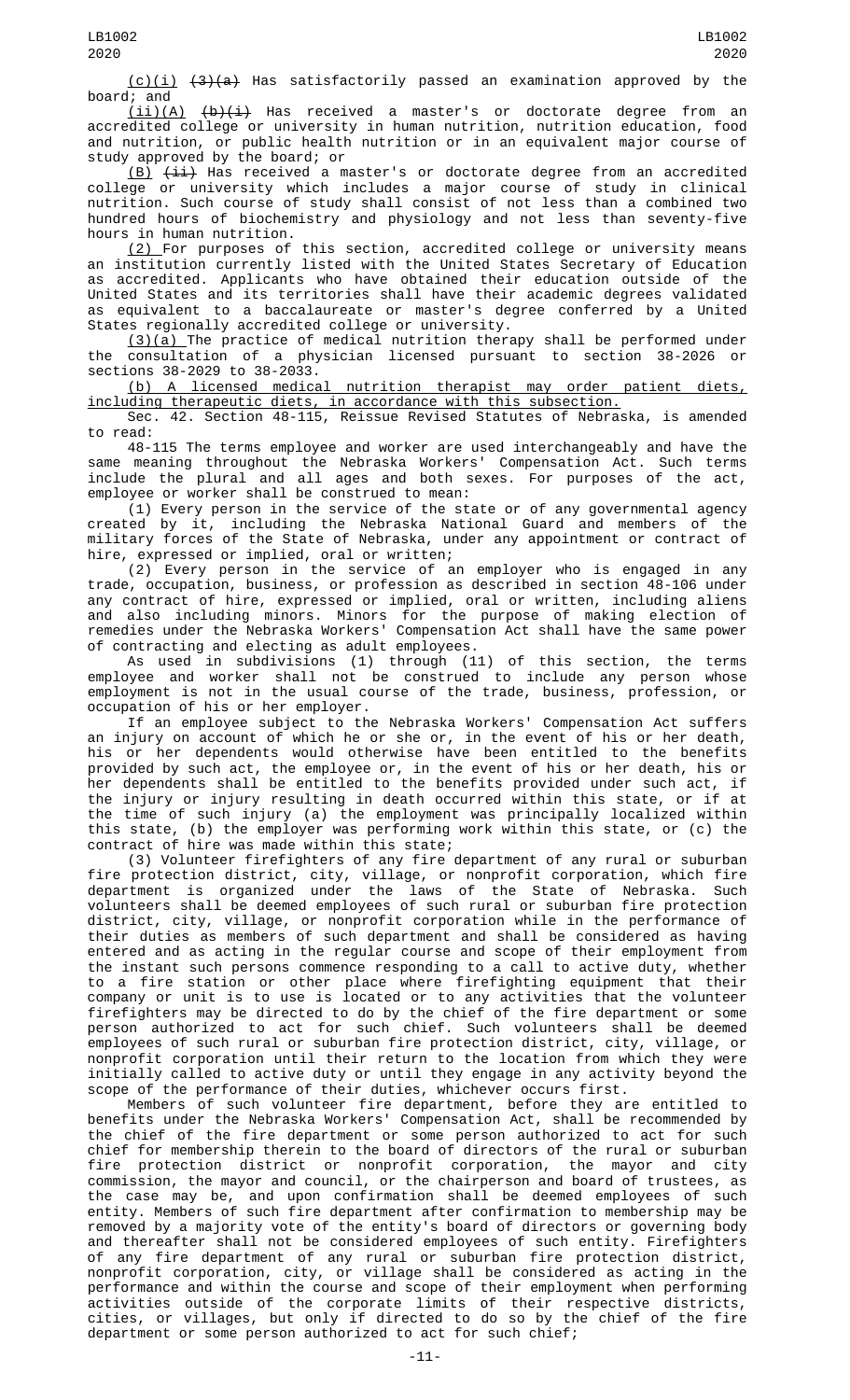(c)(i) ~~(3)(a)~~ Has satisfactorily passed an examination approved by the board; and

(ii)(A) ~~(b)(i)~~ Has received a master's or doctorate degree from an accredited college or university in human nutrition, nutrition education, food and nutrition, or public health nutrition or in an equivalent major course of study approved by the board; or

(B) ~~(ii)~~ Has received a master's or doctorate degree from an accredited college or university which includes a major course of study in clinical nutrition. Such course of study shall consist of not less than a combined two hundred hours of biochemistry and physiology and not less than seventy-five hours in human nutrition.

(2) For purposes of this section, accredited college or university means an institution currently listed with the United States Secretary of Education as accredited. Applicants who have obtained their education outside of the United States and its territories shall have their academic degrees validated as equivalent to a baccalaureate or master's degree conferred by a United States regionally accredited college or university.

(3)(a) The practice of medical nutrition therapy shall be performed under the consultation of a physician licensed pursuant to section 38-2026 or sections 38-2029 to 38-2033.

(b) A licensed medical nutrition therapist may order patient diets, including therapeutic diets, in accordance with this subsection.

Sec. 42. Section 48-115, Reissue Revised Statutes of Nebraska, is amended to read:

48-115 The terms employee and worker are used interchangeably and have the same meaning throughout the Nebraska Workers' Compensation Act. Such terms include the plural and all ages and both sexes. For purposes of the act, employee or worker shall be construed to mean:

(1) Every person in the service of the state or of any governmental agency created by it, including the Nebraska National Guard and members of the military forces of the State of Nebraska, under any appointment or contract of hire, expressed or implied, oral or written;

(2) Every person in the service of an employer who is engaged in any trade, occupation, business, or profession as described in section 48-106 under any contract of hire, expressed or implied, oral or written, including aliens and also including minors. Minors for the purpose of making election of remedies under the Nebraska Workers' Compensation Act shall have the same power of contracting and electing as adult employees.

As used in subdivisions (1) through (11) of this section, the terms employee and worker shall not be construed to include any person whose employment is not in the usual course of the trade, business, profession, or occupation of his or her employer.

If an employee subject to the Nebraska Workers' Compensation Act suffers an injury on account of which he or she or, in the event of his or her death, his or her dependents would otherwise have been entitled to the benefits provided by such act, the employee or, in the event of his or her death, his or her dependents shall be entitled to the benefits provided under such act, if the injury or injury resulting in death occurred within this state, or if at the time of such injury (a) the employment was principally localized within this state, (b) the employer was performing work within this state, or (c) the contract of hire was made within this state;

(3) Volunteer firefighters of any fire department of any rural or suburban fire protection district, city, village, or nonprofit corporation, which fire department is organized under the laws of the State of Nebraska. Such volunteers shall be deemed employees of such rural or suburban fire protection district, city, village, or nonprofit corporation while in the performance of their duties as members of such department and shall be considered as having entered and as acting in the regular course and scope of their employment from the instant such persons commence responding to a call to active duty, whether to a fire station or other place where firefighting equipment that their company or unit is to use is located or to any activities that the volunteer firefighters may be directed to do by the chief of the fire department or some person authorized to act for such chief. Such volunteers shall be deemed employees of such rural or suburban fire protection district, city, village, or nonprofit corporation until their return to the location from which they were initially called to active duty or until they engage in any activity beyond the scope of the performance of their duties, whichever occurs first.

Members of such volunteer fire department, before they are entitled to benefits under the Nebraska Workers' Compensation Act, shall be recommended by the chief of the fire department or some person authorized to act for such chief for membership therein to the board of directors of the rural or suburban fire protection district or nonprofit corporation, the mayor and city commission, the mayor and council, or the chairperson and board of trustees, as the case may be, and upon confirmation shall be deemed employees of such entity. Members of such fire department after confirmation to membership may be removed by a majority vote of the entity's board of directors or governing body and thereafter shall not be considered employees of such entity. Firefighters of any fire department of any rural or suburban fire protection district, nonprofit corporation, city, or village shall be considered as acting in the performance and within the course and scope of their employment when performing activities outside of the corporate limits of their respective districts, cities, or villages, but only if directed to do so by the chief of the fire department or some person authorized to act for such chief;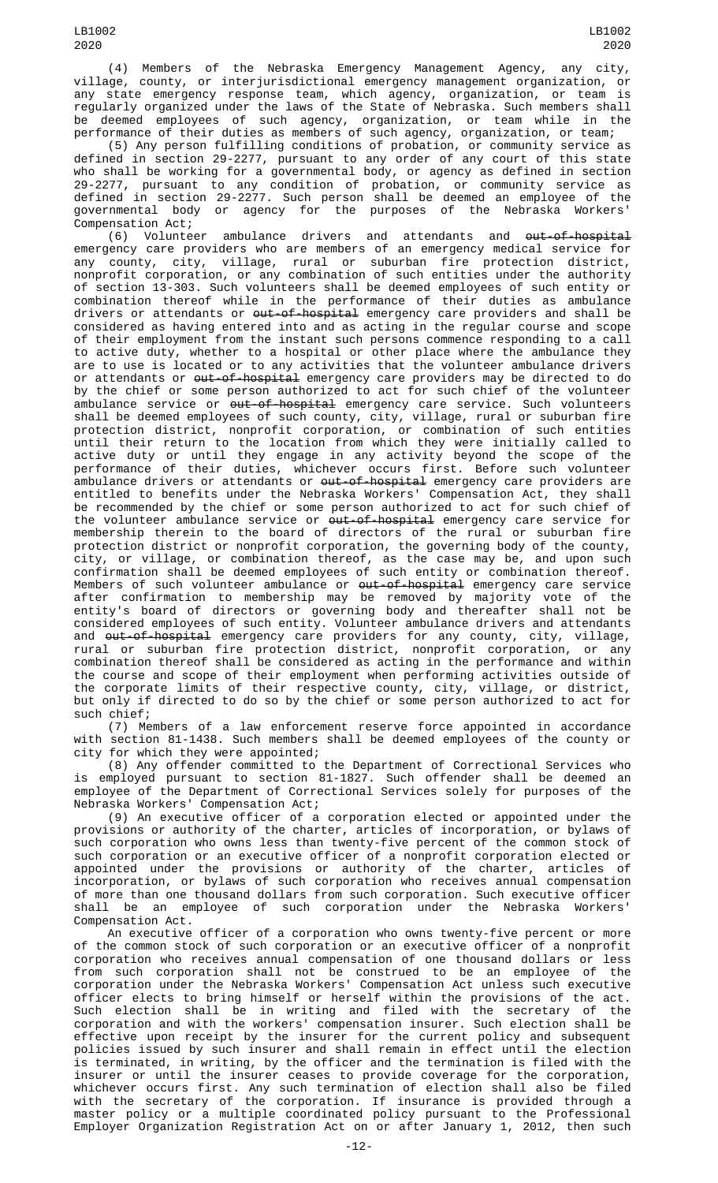(4) Members of the Nebraska Emergency Management Agency, any city, village, county, or interjurisdictional emergency management organization, or any state emergency response team, which agency, organization, or team is regularly organized under the laws of the State of Nebraska. Such members shall be deemed employees of such agency, organization, or team while in the performance of their duties as members of such agency, organization, or team;

(5) Any person fulfilling conditions of probation, or community service as defined in section 29-2277, pursuant to any order of any court of this state who shall be working for a governmental body, or agency as defined in section 29-2277, pursuant to any condition of probation, or community service as defined in section 29-2277. Such person shall be deemed an employee of the governmental body or agency for the purposes of the Nebraska Workers' Compensation Act;

(6) Volunteer ambulance drivers and attendants and ~~out-of-hospital~~ emergency care providers who are members of an emergency medical service for any county, city, village, rural or suburban fire protection district, nonprofit corporation, or any combination of such entities under the authority of section 13-303. Such volunteers shall be deemed employees of such entity or combination thereof while in the performance of their duties as ambulance drivers or attendants or ~~out-of-hospital~~ emergency care providers and shall be considered as having entered into and as acting in the regular course and scope of their employment from the instant such persons commence responding to a call to active duty, whether to a hospital or other place where the ambulance they are to use is located or to any activities that the volunteer ambulance drivers or attendants or ~~out-of-hospital~~ emergency care providers may be directed to do by the chief or some person authorized to act for such chief of the volunteer ambulance service or ~~out-of-hospital~~ emergency care service. Such volunteers shall be deemed employees of such county, city, village, rural or suburban fire protection district, nonprofit corporation, or combination of such entities until their return to the location from which they were initially called to active duty or until they engage in any activity beyond the scope of the performance of their duties, whichever occurs first. Before such volunteer ambulance drivers or attendants or ~~out-of-hospital~~ emergency care providers are entitled to benefits under the Nebraska Workers' Compensation Act, they shall be recommended by the chief or some person authorized to act for such chief of the volunteer ambulance service or ~~out-of-hospital~~ emergency care service for membership therein to the board of directors of the rural or suburban fire protection district or nonprofit corporation, the governing body of the county, city, or village, or combination thereof, as the case may be, and upon such confirmation shall be deemed employees of such entity or combination thereof. Members of such volunteer ambulance or ~~out-of-hospital~~ emergency care service after confirmation to membership may be removed by majority vote of the entity's board of directors or governing body and thereafter shall not be considered employees of such entity. Volunteer ambulance drivers and attendants and ~~out-of-hospital~~ emergency care providers for any county, city, village, rural or suburban fire protection district, nonprofit corporation, or any combination thereof shall be considered as acting in the performance and within the course and scope of their employment when performing activities outside of the corporate limits of their respective county, city, village, or district, but only if directed to do so by the chief or some person authorized to act for such chief;

(7) Members of a law enforcement reserve force appointed in accordance with section 81-1438. Such members shall be deemed employees of the county or city for which they were appointed;

(8) Any offender committed to the Department of Correctional Services who is employed pursuant to section 81-1827. Such offender shall be deemed an employee of the Department of Correctional Services solely for purposes of the Nebraska Workers' Compensation Act;

(9) An executive officer of a corporation elected or appointed under the provisions or authority of the charter, articles of incorporation, or bylaws of such corporation who owns less than twenty-five percent of the common stock of such corporation or an executive officer of a nonprofit corporation elected or appointed under the provisions or authority of the charter, articles of incorporation, or bylaws of such corporation who receives annual compensation of more than one thousand dollars from such corporation. Such executive officer shall be an employee of such corporation under the Nebraska Workers' Compensation Act.

An executive officer of a corporation who owns twenty-five percent or more of the common stock of such corporation or an executive officer of a nonprofit corporation who receives annual compensation of one thousand dollars or less from such corporation shall not be construed to be an employee of the corporation under the Nebraska Workers' Compensation Act unless such executive officer elects to bring himself or herself within the provisions of the act. Such election shall be in writing and filed with the secretary of the corporation and with the workers' compensation insurer. Such election shall be effective upon receipt by the insurer for the current policy and subsequent policies issued by such insurer and shall remain in effect until the election is terminated, in writing, by the officer and the termination is filed with the insurer or until the insurer ceases to provide coverage for the corporation, whichever occurs first. Any such termination of election shall also be filed with the secretary of the corporation. If insurance is provided through a master policy or a multiple coordinated policy pursuant to the Professional Employer Organization Registration Act on or after January 1, 2012, then such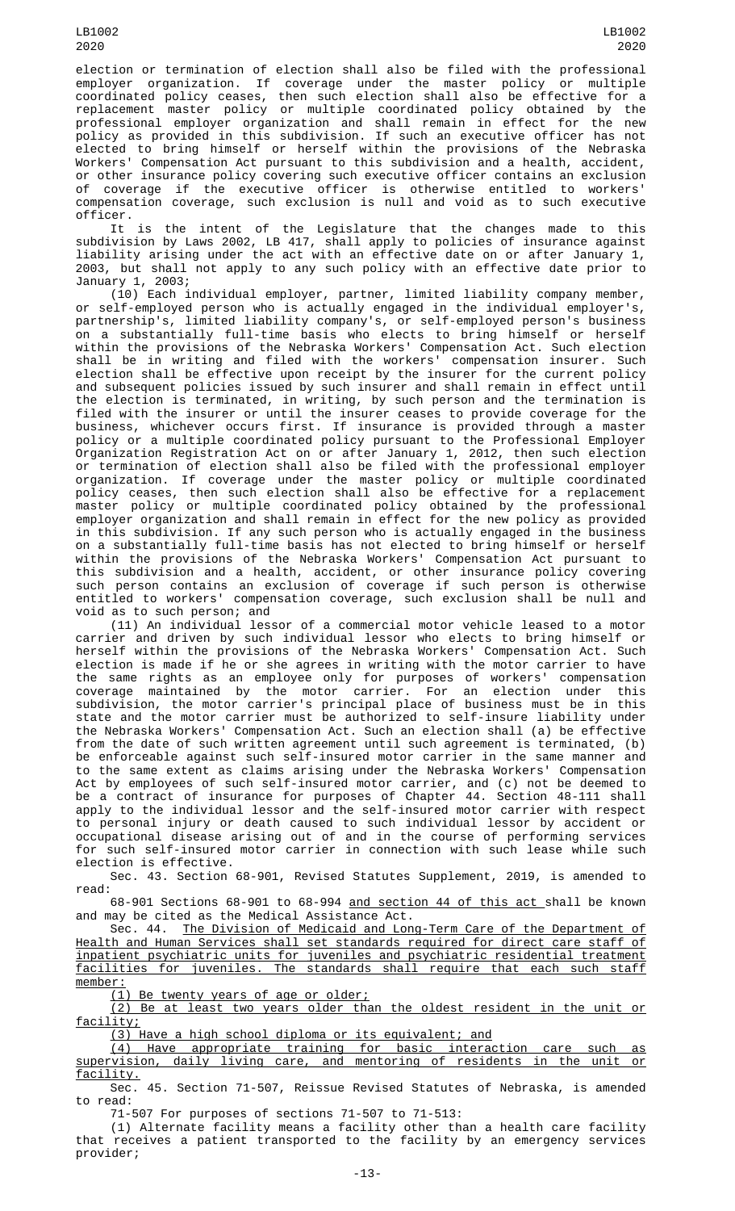election or termination of election shall also be filed with the professional employer organization. If coverage under the master policy or multiple coordinated policy ceases, then such election shall also be effective for a replacement master policy or multiple coordinated policy obtained by the professional employer organization and shall remain in effect for the new policy as provided in this subdivision. If such an executive officer has not elected to bring himself or herself within the provisions of the Nebraska Workers' Compensation Act pursuant to this subdivision and a health, accident, or other insurance policy covering such executive officer contains an exclusion of coverage if the executive officer is otherwise entitled to workers' compensation coverage, such exclusion is null and void as to such executive officer.

It is the intent of the Legislature that the changes made to this subdivision by Laws 2002, LB 417, shall apply to policies of insurance against liability arising under the act with an effective date on or after January 1, 2003, but shall not apply to any such policy with an effective date prior to January 1, 2003;

(10) Each individual employer, partner, limited liability company member, or self-employed person who is actually engaged in the individual employer's, partnership's, limited liability company's, or self-employed person's business on a substantially full-time basis who elects to bring himself or herself within the provisions of the Nebraska Workers' Compensation Act. Such election shall be in writing and filed with the workers' compensation insurer. Such election shall be effective upon receipt by the insurer for the current policy and subsequent policies issued by such insurer and shall remain in effect until the election is terminated, in writing, by such person and the termination is filed with the insurer or until the insurer ceases to provide coverage for the business, whichever occurs first. If insurance is provided through a master policy or a multiple coordinated policy pursuant to the Professional Employer Organization Registration Act on or after January 1, 2012, then such election or termination of election shall also be filed with the professional employer organization. If coverage under the master policy or multiple coordinated policy ceases, then such election shall also be effective for a replacement master policy or multiple coordinated policy obtained by the professional employer organization and shall remain in effect for the new policy as provided in this subdivision. If any such person who is actually engaged in the business on a substantially full-time basis has not elected to bring himself or herself within the provisions of the Nebraska Workers' Compensation Act pursuant to this subdivision and a health, accident, or other insurance policy covering such person contains an exclusion of coverage if such person is otherwise entitled to workers' compensation coverage, such exclusion shall be null and void as to such person; and

(11) An individual lessor of a commercial motor vehicle leased to a motor carrier and driven by such individual lessor who elects to bring himself or herself within the provisions of the Nebraska Workers' Compensation Act. Such election is made if he or she agrees in writing with the motor carrier to have the same rights as an employee only for purposes of workers' compensation coverage maintained by the motor carrier. For an election under this subdivision, the motor carrier's principal place of business must be in this state and the motor carrier must be authorized to self-insure liability under the Nebraska Workers' Compensation Act. Such an election shall (a) be effective from the date of such written agreement until such agreement is terminated, (b) be enforceable against such self-insured motor carrier in the same manner and to the same extent as claims arising under the Nebraska Workers' Compensation Act by employees of such self-insured motor carrier, and (c) not be deemed to be a contract of insurance for purposes of Chapter 44. Section 48-111 shall apply to the individual lessor and the self-insured motor carrier with respect to personal injury or death caused to such individual lessor by accident or occupational disease arising out of and in the course of performing services for such self-insured motor carrier in connection with such lease while such election is effective.

Sec. 43. Section 68-901, Revised Statutes Supplement, 2019, is amended to read:

68-901 Sections 68-901 to 68-994 and section 44 of this act shall be known and may be cited as the Medical Assistance Act.

Sec. 44. The Division of Medicaid and Long-Term Care of the Department of Health and Human Services shall set standards required for direct care staff of inpatient psychiatric units for juveniles and psychiatric residential treatment facilities for juveniles. The standards shall require that each such staff member:

(1) Be twenty years of age or older;

(2) Be at least two years older than the oldest resident in the unit or facility;

(3) Have a high school diploma or its equivalent; and

(4) Have appropriate training for basic interaction care such as supervision, daily living care, and mentoring of residents in the unit or facility.

Sec. 45. Section 71-507, Reissue Revised Statutes of Nebraska, is amended to read:

71-507 For purposes of sections 71-507 to 71-513:

(1) Alternate facility means a facility other than a health care facility that receives a patient transported to the facility by an emergency services provider;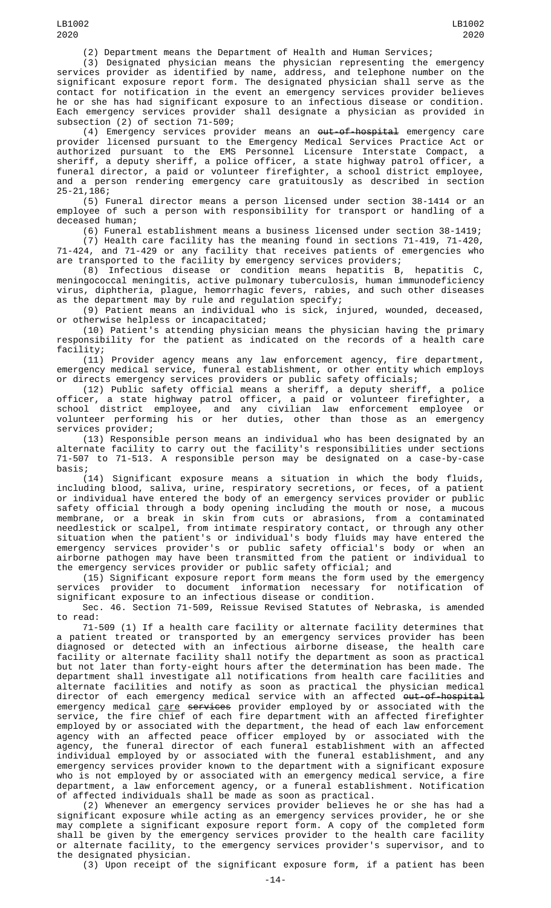(2) Department means the Department of Health and Human Services;

(3) Designated physician means the physician representing the emergency services provider as identified by name, address, and telephone number on the significant exposure report form. The designated physician shall serve as the contact for notification in the event an emergency services provider believes he or she has had significant exposure to an infectious disease or condition. Each emergency services provider shall designate a physician as provided in subsection (2) of section 71-509;

(4) Emergency services provider means an ~~out-of-hospital~~ emergency care provider licensed pursuant to the Emergency Medical Services Practice Act or authorized pursuant to the EMS Personnel Licensure Interstate Compact, a sheriff, a deputy sheriff, a police officer, a state highway patrol officer, a funeral director, a paid or volunteer firefighter, a school district employee, and a person rendering emergency care gratuitously as described in section 25-21,186;

(5) Funeral director means a person licensed under section 38-1414 or an employee of such a person with responsibility for transport or handling of a deceased human;

(6) Funeral establishment means a business licensed under section 38-1419;

(7) Health care facility has the meaning found in sections 71-419, 71-420, 71-424, and 71-429 or any facility that receives patients of emergencies who are transported to the facility by emergency services providers;

(8) Infectious disease or condition means hepatitis B, hepatitis C, meningococcal meningitis, active pulmonary tuberculosis, human immunodeficiency virus, diphtheria, plague, hemorrhagic fevers, rabies, and such other diseases as the department may by rule and regulation specify;

(9) Patient means an individual who is sick, injured, wounded, deceased, or otherwise helpless or incapacitated;

(10) Patient's attending physician means the physician having the primary responsibility for the patient as indicated on the records of a health care facility;

(11) Provider agency means any law enforcement agency, fire department, emergency medical service, funeral establishment, or other entity which employs or directs emergency services providers or public safety officials;

(12) Public safety official means a sheriff, a deputy sheriff, a police officer, a state highway patrol officer, a paid or volunteer firefighter, a school district employee, and any civilian law enforcement employee or volunteer performing his or her duties, other than those as an emergency services provider;

(13) Responsible person means an individual who has been designated by an alternate facility to carry out the facility's responsibilities under sections 71-507 to 71-513. A responsible person may be designated on a case-by-case basis;

(14) Significant exposure means a situation in which the body fluids, including blood, saliva, urine, respiratory secretions, or feces, of a patient or individual have entered the body of an emergency services provider or public safety official through a body opening including the mouth or nose, a mucous membrane, or a break in skin from cuts or abrasions, from a contaminated needlestick or scalpel, from intimate respiratory contact, or through any other situation when the patient's or individual's body fluids may have entered the emergency services provider's or public safety official's body or when an airborne pathogen may have been transmitted from the patient or individual to the emergency services provider or public safety official; and

(15) Significant exposure report form means the form used by the emergency services provider to document information necessary for notification of significant exposure to an infectious disease or condition.

Sec. 46. Section 71-509, Reissue Revised Statutes of Nebraska, is amended to read:

71-509 (1) If a health care facility or alternate facility determines that a patient treated or transported by an emergency services provider has been diagnosed or detected with an infectious airborne disease, the health care facility or alternate facility shall notify the department as soon as practical but not later than forty-eight hours after the determination has been made. The department shall investigate all notifications from health care facilities and alternate facilities and notify as soon as practical the physician medical director of each emergency medical service with an affected ~~out-of-hospital~~ emergency medical care ~~services~~ provider employed by or associated with the service, the fire chief of each fire department with an affected firefighter employed by or associated with the department, the head of each law enforcement agency with an affected peace officer employed by or associated with the agency, the funeral director of each funeral establishment with an affected individual employed by or associated with the funeral establishment, and any emergency services provider known to the department with a significant exposure who is not employed by or associated with an emergency medical service, a fire department, a law enforcement agency, or a funeral establishment. Notification of affected individuals shall be made as soon as practical.

(2) Whenever an emergency services provider believes he or she has had a significant exposure while acting as an emergency services provider, he or she may complete a significant exposure report form. A copy of the completed form shall be given by the emergency services provider to the health care facility or alternate facility, to the emergency services provider's supervisor, and to the designated physician.

(3) Upon receipt of the significant exposure form, if a patient has been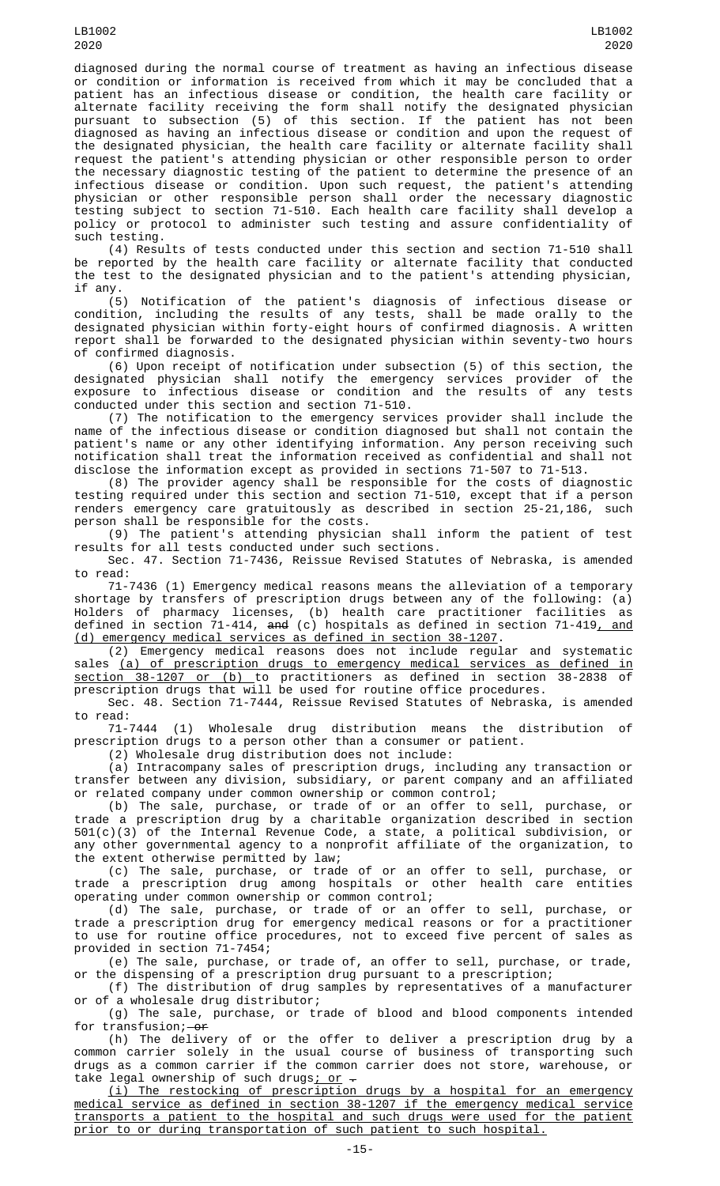diagnosed during the normal course of treatment as having an infectious disease or condition or information is received from which it may be concluded that a patient has an infectious disease or condition, the health care facility or alternate facility receiving the form shall notify the designated physician pursuant to subsection (5) of this section. If the patient has not been diagnosed as having an infectious disease or condition and upon the request of the designated physician, the health care facility or alternate facility shall request the patient's attending physician or other responsible person to order the necessary diagnostic testing of the patient to determine the presence of an infectious disease or condition. Upon such request, the patient's attending physician or other responsible person shall order the necessary diagnostic testing subject to section 71-510. Each health care facility shall develop a policy or protocol to administer such testing and assure confidentiality of such testing.

(4) Results of tests conducted under this section and section 71-510 shall be reported by the health care facility or alternate facility that conducted the test to the designated physician and to the patient's attending physician, if any.

(5) Notification of the patient's diagnosis of infectious disease or condition, including the results of any tests, shall be made orally to the designated physician within forty-eight hours of confirmed diagnosis. A written report shall be forwarded to the designated physician within seventy-two hours of confirmed diagnosis.

(6) Upon receipt of notification under subsection (5) of this section, the designated physician shall notify the emergency services provider of the exposure to infectious disease or condition and the results of any tests conducted under this section and section 71-510.

(7) The notification to the emergency services provider shall include the name of the infectious disease or condition diagnosed but shall not contain the patient's name or any other identifying information. Any person receiving such notification shall treat the information received as confidential and shall not disclose the information except as provided in sections 71-507 to 71-513.

(8) The provider agency shall be responsible for the costs of diagnostic testing required under this section and section 71-510, except that if a person renders emergency care gratuitously as described in section 25-21,186, such person shall be responsible for the costs.

(9) The patient's attending physician shall inform the patient of test results for all tests conducted under such sections.

Sec. 47. Section 71-7436, Reissue Revised Statutes of Nebraska, is amended to read:

71-7436 (1) Emergency medical reasons means the alleviation of a temporary shortage by transfers of prescription drugs between any of the following: (a) Holders of pharmacy licenses, (b) health care practitioner facilities as defined in section 71-414, ~~and~~ (c) hospitals as defined in section 71-419, and (d) emergency medical services as defined in section 38-1207.

(2) Emergency medical reasons does not include regular and systematic sales (a) of prescription drugs to emergency medical services as defined in section 38-1207 or (b) to practitioners as defined in section 38-2838 of prescription drugs that will be used for routine office procedures.

Sec. 48. Section 71-7444, Reissue Revised Statutes of Nebraska, is amended to read:

71-7444 (1) Wholesale drug distribution means the distribution of prescription drugs to a person other than a consumer or patient.

(2) Wholesale drug distribution does not include:

(a) Intracompany sales of prescription drugs, including any transaction or transfer between any division, subsidiary, or parent company and an affiliated or related company under common ownership or common control;

(b) The sale, purchase, or trade of or an offer to sell, purchase, or trade a prescription drug by a charitable organization described in section 501(c)(3) of the Internal Revenue Code, a state, a political subdivision, or any other governmental agency to a nonprofit affiliate of the organization, to the extent otherwise permitted by law;

(c) The sale, purchase, or trade of or an offer to sell, purchase, or trade a prescription drug among hospitals or other health care entities operating under common ownership or common control;

(d) The sale, purchase, or trade of or an offer to sell, purchase, or trade a prescription drug for emergency medical reasons or for a practitioner to use for routine office procedures, not to exceed five percent of sales as provided in section 71-7454;

(e) The sale, purchase, or trade of, an offer to sell, purchase, or trade, or the dispensing of a prescription drug pursuant to a prescription;

(f) The distribution of drug samples by representatives of a manufacturer or of a wholesale drug distributor;

(g) The sale, purchase, or trade of blood and blood components intended for transfusion; ~~or~~

(h) The delivery of or the offer to deliver a prescription drug by a common carrier solely in the usual course of business of transporting such drugs as a common carrier if the common carrier does not store, warehouse, or take legal ownership of such drugs; or ~~.~~

(i) The restocking of prescription drugs by a hospital for an emergency medical service as defined in section 38-1207 if the emergency medical service transports a patient to the hospital and such drugs were used for the patient prior to or during transportation of such patient to such hospital.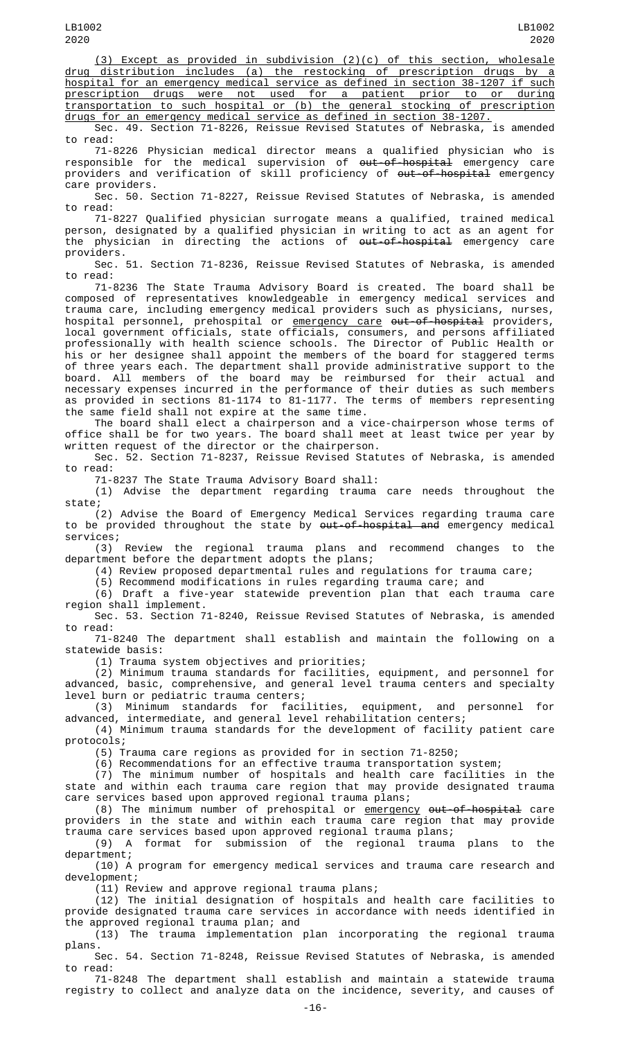(3) Except as provided in subdivision (2)(c) of this section, wholesale drug distribution includes (a) the restocking of prescription drugs by a hospital for an emergency medical service as defined in section 38-1207 if such prescription drugs were not used for a patient prior to or during transportation to such hospital or (b) the general stocking of prescription drugs for an emergency medical service as defined in section 38-1207.

Sec. 49. Section 71-8226, Reissue Revised Statutes of Nebraska, is amended to read:

71-8226 Physician medical director means a qualified physician who is responsible for the medical supervision of ~~out-of-hospital~~ emergency care providers and verification of skill proficiency of ~~out-of-hospital~~ emergency care providers.

Sec. 50. Section 71-8227, Reissue Revised Statutes of Nebraska, is amended to read:

71-8227 Qualified physician surrogate means a qualified, trained medical person, designated by a qualified physician in writing to act as an agent for the physician in directing the actions of ~~out-of-hospital~~ emergency care providers.

Sec. 51. Section 71-8236, Reissue Revised Statutes of Nebraska, is amended to read:

71-8236 The State Trauma Advisory Board is created. The board shall be composed of representatives knowledgeable in emergency medical services and trauma care, including emergency medical providers such as physicians, nurses, hospital personnel, prehospital or emergency care ~~out-of-hospital~~ providers, local government officials, state officials, consumers, and persons affiliated professionally with health science schools. The Director of Public Health or his or her designee shall appoint the members of the board for staggered terms of three years each. The department shall provide administrative support to the board. All members of the board may be reimbursed for their actual and necessary expenses incurred in the performance of their duties as such members as provided in sections 81-1174 to 81-1177. The terms of members representing the same field shall not expire at the same time.

The board shall elect a chairperson and a vice-chairperson whose terms of office shall be for two years. The board shall meet at least twice per year by written request of the director or the chairperson.

Sec. 52. Section 71-8237, Reissue Revised Statutes of Nebraska, is amended to read:

71-8237 The State Trauma Advisory Board shall:

(1) Advise the department regarding trauma care needs throughout the state;

(2) Advise the Board of Emergency Medical Services regarding trauma care to be provided throughout the state by ~~out-of-hospital and~~ emergency medical services;

(3) Review the regional trauma plans and recommend changes to the department before the department adopts the plans;

(4) Review proposed departmental rules and regulations for trauma care;

(5) Recommend modifications in rules regarding trauma care; and

(6) Draft a five-year statewide prevention plan that each trauma care region shall implement.

Sec. 53. Section 71-8240, Reissue Revised Statutes of Nebraska, is amended to read:

71-8240 The department shall establish and maintain the following on a statewide basis:

(1) Trauma system objectives and priorities;

(2) Minimum trauma standards for facilities, equipment, and personnel for advanced, basic, comprehensive, and general level trauma centers and specialty level burn or pediatric trauma centers;

(3) Minimum standards for facilities, equipment, and personnel for advanced, intermediate, and general level rehabilitation centers;

(4) Minimum trauma standards for the development of facility patient care protocols;

(5) Trauma care regions as provided for in section 71-8250;

(6) Recommendations for an effective trauma transportation system;

(7) The minimum number of hospitals and health care facilities in the state and within each trauma care region that may provide designated trauma care services based upon approved regional trauma plans;

(8) The minimum number of prehospital or emergency ~~out-of-hospital~~ care providers in the state and within each trauma care region that may provide trauma care services based upon approved regional trauma plans;

(9) A format for submission of the regional trauma plans to the department;

(10) A program for emergency medical services and trauma care research and development;

(11) Review and approve regional trauma plans;

(12) The initial designation of hospitals and health care facilities to provide designated trauma care services in accordance with needs identified in the approved regional trauma plan; and

(13) The trauma implementation plan incorporating the regional trauma plans.

Sec. 54. Section 71-8248, Reissue Revised Statutes of Nebraska, is amended to read:

71-8248 The department shall establish and maintain a statewide trauma registry to collect and analyze data on the incidence, severity, and causes of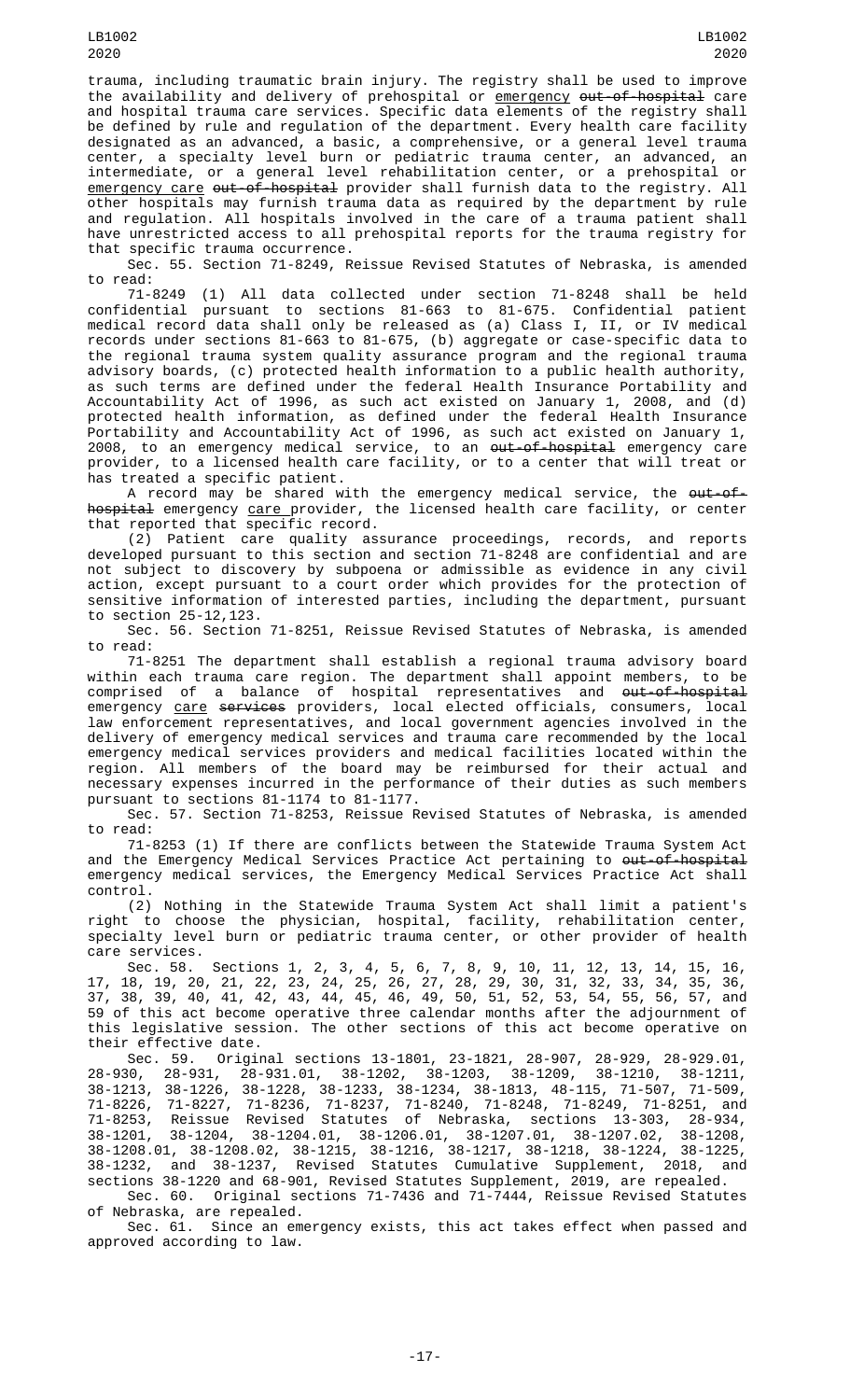trauma, including traumatic brain injury. The registry shall be used to improve the availability and delivery of prehospital or emergency ~~out-of-hospital~~ care and hospital trauma care services. Specific data elements of the registry shall be defined by rule and regulation of the department. Every health care facility designated as an advanced, a basic, a comprehensive, or a general level trauma center, a specialty level burn or pediatric trauma center, an advanced, an intermediate, or a general level rehabilitation center, or a prehospital or emergency care ~~out-of-hospital~~ provider shall furnish data to the registry. All other hospitals may furnish trauma data as required by the department by rule and regulation. All hospitals involved in the care of a trauma patient shall have unrestricted access to all prehospital reports for the trauma registry for that specific trauma occurrence.

Sec. 55. Section 71-8249, Reissue Revised Statutes of Nebraska, is amended to read:

71-8249 (1) All data collected under section 71-8248 shall be held confidential pursuant to sections 81-663 to 81-675. Confidential patient medical record data shall only be released as (a) Class I, II, or IV medical records under sections 81-663 to 81-675, (b) aggregate or case-specific data to the regional trauma system quality assurance program and the regional trauma advisory boards, (c) protected health information to a public health authority, as such terms are defined under the federal Health Insurance Portability and Accountability Act of 1996, as such act existed on January 1, 2008, and (d) protected health information, as defined under the federal Health Insurance Portability and Accountability Act of 1996, as such act existed on January 1, 2008, to an emergency medical service, to an ~~out-of-hospital~~ emergency care provider, to a licensed health care facility, or to a center that will treat or has treated a specific patient.

A record may be shared with the emergency medical service, the ~~out-of-hospital~~ emergency care provider, the licensed health care facility, or center that reported that specific record.

(2) Patient care quality assurance proceedings, records, and reports developed pursuant to this section and section 71-8248 are confidential and are not subject to discovery by subpoena or admissible as evidence in any civil action, except pursuant to a court order which provides for the protection of sensitive information of interested parties, including the department, pursuant to section 25-12,123.

Sec. 56. Section 71-8251, Reissue Revised Statutes of Nebraska, is amended to read:

71-8251 The department shall establish a regional trauma advisory board within each trauma care region. The department shall appoint members, to be comprised of a balance of hospital representatives and ~~out-of-hospital~~ emergency care ~~services~~ providers, local elected officials, consumers, local law enforcement representatives, and local government agencies involved in the delivery of emergency medical services and trauma care recommended by the local emergency medical services providers and medical facilities located within the region. All members of the board may be reimbursed for their actual and necessary expenses incurred in the performance of their duties as such members pursuant to sections 81-1174 to 81-1177.

Sec. 57. Section 71-8253, Reissue Revised Statutes of Nebraska, is amended to read:

71-8253 (1) If there are conflicts between the Statewide Trauma System Act and the Emergency Medical Services Practice Act pertaining to ~~out-of-hospital~~ emergency medical services, the Emergency Medical Services Practice Act shall control.

(2) Nothing in the Statewide Trauma System Act shall limit a patient's right to choose the physician, hospital, facility, rehabilitation center, specialty level burn or pediatric trauma center, or other provider of health care services.

Sec. 58. Sections 1, 2, 3, 4, 5, 6, 7, 8, 9, 10, 11, 12, 13, 14, 15, 16, 17, 18, 19, 20, 21, 22, 23, 24, 25, 26, 27, 28, 29, 30, 31, 32, 33, 34, 35, 36, 37, 38, 39, 40, 41, 42, 43, 44, 45, 46, 49, 50, 51, 52, 53, 54, 55, 56, 57, and 59 of this act become operative three calendar months after the adjournment of this legislative session. The other sections of this act become operative on their effective date.

Sec. 59. Original sections 13-1801, 23-1821, 28-907, 28-929, 28-929.01, 28-930, 28-931, 28-931.01, 38-1202, 38-1203, 38-1209, 38-1210, 38-1211, 38-1213, 38-1226, 38-1228, 38-1233, 38-1234, 38-1813, 48-115, 71-507, 71-509, 71-8226, 71-8227, 71-8236, 71-8237, 71-8240, 71-8248, 71-8249, 71-8251, and 71-8253, Reissue Revised Statutes of Nebraska, sections 13-303, 28-934, 38-1201, 38-1204, 38-1204.01, 38-1206.01, 38-1207.01, 38-1207.02, 38-1208, 38-1208.01, 38-1208.02, 38-1215, 38-1216, 38-1217, 38-1218, 38-1224, 38-1225, 38-1232, and 38-1237, Revised Statutes Cumulative Supplement, 2018, and sections 38-1220 and 68-901, Revised Statutes Supplement, 2019, are repealed.

Sec. 60. Original sections 71-7436 and 71-7444, Reissue Revised Statutes of Nebraska, are repealed.

Sec. 61. Since an emergency exists, this act takes effect when passed and approved according to law.